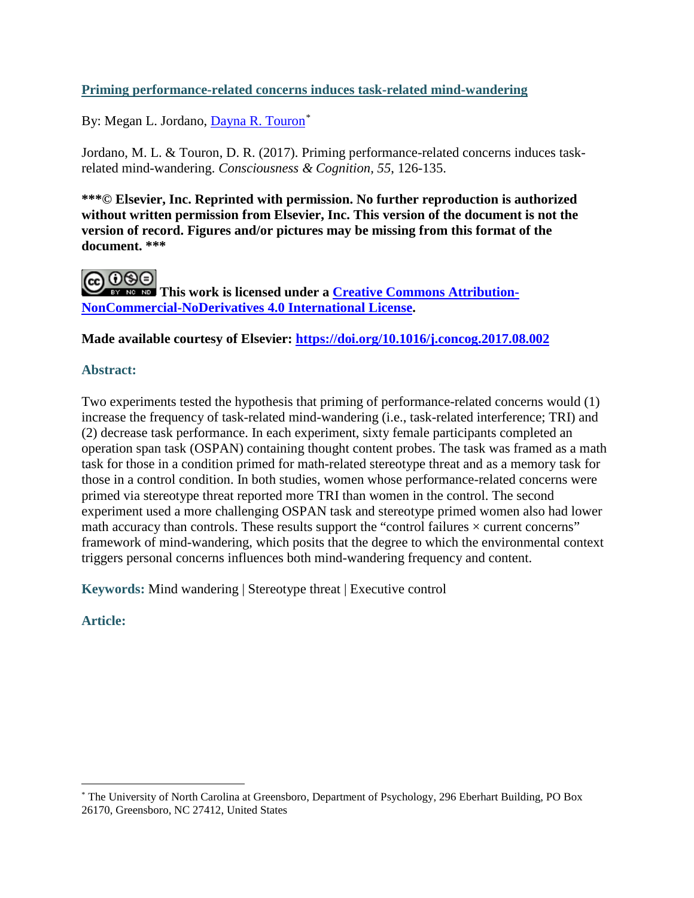**[Priming performance-related concerns induces task-related mind-wandering]**

By: Megan L. Jordano, [Dayna R. Touron][*]

Jordano, M. L. & Touron, D. R. (2017). Priming performance-related concerns induces task-related mind-wandering. *Consciousness & Cognition, 55*, 126-135.

**\*\*\*© Elsevier, Inc. Reprinted with permission. No further reproduction is authorized without written permission from Elsevier, Inc. This version of the document is not the version of record. Figures and/or pictures may be missing from this format of the document. \*\*\***

**This work is licensed under a [Creative Commons Attribution-NonCommercial-NoDerivatives 4.0 International License](https://creativecommons.org/licenses/by-nc-nd/4.0/).**

**Made available courtesy of Elsevier: https://doi.org/10.1016/j.concog.2017.08.002**

## Abstract:

Two experiments tested the hypothesis that priming of performance-related concerns would (1) increase the frequency of task-related mind-wandering (i.e., task-related interference; TRI) and (2) decrease task performance. In each experiment, sixty female participants completed an operation span task (OSPAN) containing thought content probes. The task was framed as a math task for those in a condition primed for math-related stereotype threat and as a memory task for those in a control condition. In both studies, women whose performance-related concerns were primed via stereotype threat reported more TRI than women in the control. The second experiment used a more challenging OSPAN task and stereotype primed women also had lower math accuracy than controls. These results support the "control failures × current concerns" framework of mind-wandering, which posits that the degree to which the environmental context triggers personal concerns influences both mind-wandering frequency and content.

**Keywords:** Mind wandering | Stereotype threat | Executive control

## Article:

[*] The University of North Carolina at Greensboro, Department of Psychology, 296 Eberhart Building, PO Box 26170, Greensboro, NC 27412, United States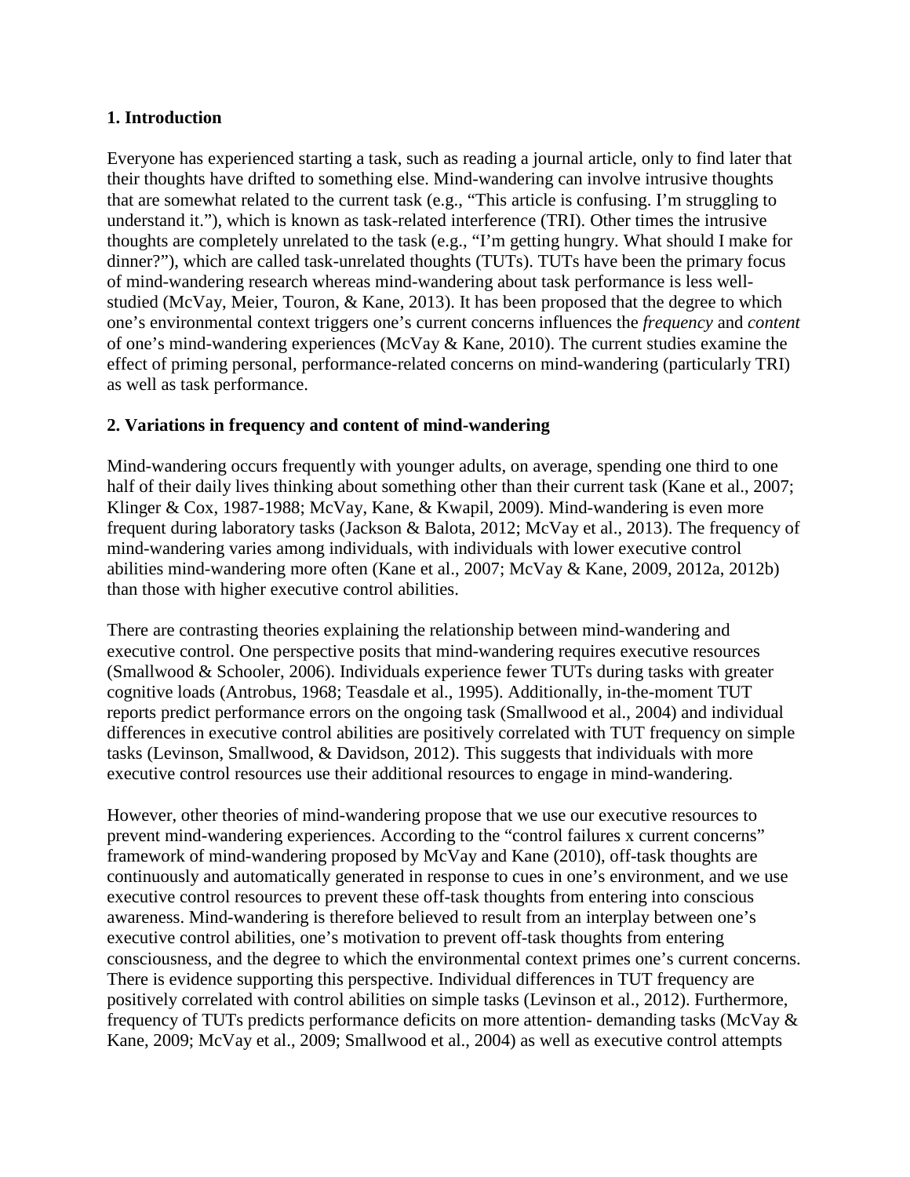## 1. Introduction

Everyone has experienced starting a task, such as reading a journal article, only to find later that their thoughts have drifted to something else. Mind-wandering can involve intrusive thoughts that are somewhat related to the current task (e.g., "This article is confusing. I'm struggling to understand it."), which is known as task-related interference (TRI). Other times the intrusive thoughts are completely unrelated to the task (e.g., "I'm getting hungry. What should I make for dinner?"), which are called task-unrelated thoughts (TUTs). TUTs have been the primary focus of mind-wandering research whereas mind-wandering about task performance is less well-studied (McVay, Meier, Touron, & Kane, 2013). It has been proposed that the degree to which one's environmental context triggers one's current concerns influences the *frequency* and *content* of one's mind-wandering experiences (McVay & Kane, 2010). The current studies examine the effect of priming personal, performance-related concerns on mind-wandering (particularly TRI) as well as task performance.

## 2. Variations in frequency and content of mind-wandering

Mind-wandering occurs frequently with younger adults, on average, spending one third to one half of their daily lives thinking about something other than their current task (Kane et al., 2007; Klinger & Cox, 1987-1988; McVay, Kane, & Kwapil, 2009). Mind-wandering is even more frequent during laboratory tasks (Jackson & Balota, 2012; McVay et al., 2013). The frequency of mind-wandering varies among individuals, with individuals with lower executive control abilities mind-wandering more often (Kane et al., 2007; McVay & Kane, 2009, 2012a, 2012b) than those with higher executive control abilities.

There are contrasting theories explaining the relationship between mind-wandering and executive control. One perspective posits that mind-wandering requires executive resources (Smallwood & Schooler, 2006). Individuals experience fewer TUTs during tasks with greater cognitive loads (Antrobus, 1968; Teasdale et al., 1995). Additionally, in-the-moment TUT reports predict performance errors on the ongoing task (Smallwood et al., 2004) and individual differences in executive control abilities are positively correlated with TUT frequency on simple tasks (Levinson, Smallwood, & Davidson, 2012). This suggests that individuals with more executive control resources use their additional resources to engage in mind-wandering.

However, other theories of mind-wandering propose that we use our executive resources to prevent mind-wandering experiences. According to the "control failures x current concerns" framework of mind-wandering proposed by McVay and Kane (2010), off-task thoughts are continuously and automatically generated in response to cues in one's environment, and we use executive control resources to prevent these off-task thoughts from entering into conscious awareness. Mind-wandering is therefore believed to result from an interplay between one's executive control abilities, one's motivation to prevent off-task thoughts from entering consciousness, and the degree to which the environmental context primes one's current concerns. There is evidence supporting this perspective. Individual differences in TUT frequency are positively correlated with control abilities on simple tasks (Levinson et al., 2012). Furthermore, frequency of TUTs predicts performance deficits on more attention- demanding tasks (McVay & Kane, 2009; McVay et al., 2009; Smallwood et al., 2004) as well as executive control attempts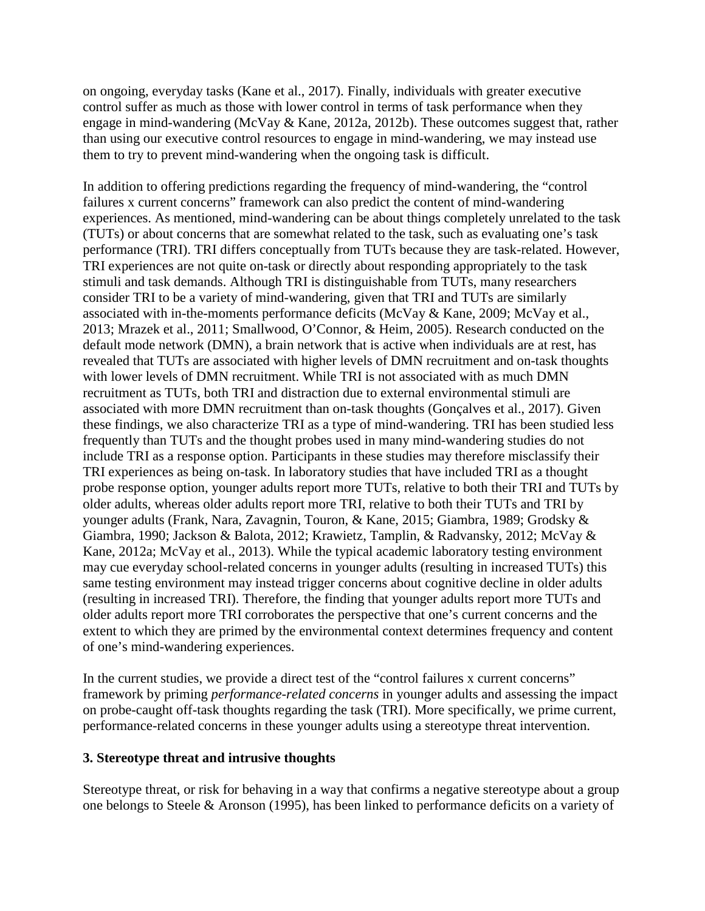on ongoing, everyday tasks (Kane et al., 2017). Finally, individuals with greater executive control suffer as much as those with lower control in terms of task performance when they engage in mind-wandering (McVay & Kane, 2012a, 2012b). These outcomes suggest that, rather than using our executive control resources to engage in mind-wandering, we may instead use them to try to prevent mind-wandering when the ongoing task is difficult.

In addition to offering predictions regarding the frequency of mind-wandering, the "control failures x current concerns" framework can also predict the content of mind-wandering experiences. As mentioned, mind-wandering can be about things completely unrelated to the task (TUTs) or about concerns that are somewhat related to the task, such as evaluating one's task performance (TRI). TRI differs conceptually from TUTs because they are task-related. However, TRI experiences are not quite on-task or directly about responding appropriately to the task stimuli and task demands. Although TRI is distinguishable from TUTs, many researchers consider TRI to be a variety of mind-wandering, given that TRI and TUTs are similarly associated with in-the-moments performance deficits (McVay & Kane, 2009; McVay et al., 2013; Mrazek et al., 2011; Smallwood, O'Connor, & Heim, 2005). Research conducted on the default mode network (DMN), a brain network that is active when individuals are at rest, has revealed that TUTs are associated with higher levels of DMN recruitment and on-task thoughts with lower levels of DMN recruitment. While TRI is not associated with as much DMN recruitment as TUTs, both TRI and distraction due to external environmental stimuli are associated with more DMN recruitment than on-task thoughts (Gonçalves et al., 2017). Given these findings, we also characterize TRI as a type of mind-wandering. TRI has been studied less frequently than TUTs and the thought probes used in many mind-wandering studies do not include TRI as a response option. Participants in these studies may therefore misclassify their TRI experiences as being on-task. In laboratory studies that have included TRI as a thought probe response option, younger adults report more TUTs, relative to both their TRI and TUTs by older adults, whereas older adults report more TRI, relative to both their TUTs and TRI by younger adults (Frank, Nara, Zavagnin, Touron, & Kane, 2015; Giambra, 1989; Grodsky & Giambra, 1990; Jackson & Balota, 2012; Krawietz, Tamplin, & Radvansky, 2012; McVay & Kane, 2012a; McVay et al., 2013). While the typical academic laboratory testing environment may cue everyday school-related concerns in younger adults (resulting in increased TUTs) this same testing environment may instead trigger concerns about cognitive decline in older adults (resulting in increased TRI). Therefore, the finding that younger adults report more TUTs and older adults report more TRI corroborates the perspective that one's current concerns and the extent to which they are primed by the environmental context determines frequency and content of one's mind-wandering experiences.

In the current studies, we provide a direct test of the "control failures x current concerns" framework by priming *performance-related concerns* in younger adults and assessing the impact on probe-caught off-task thoughts regarding the task (TRI). More specifically, we prime current, performance-related concerns in these younger adults using a stereotype threat intervention.

### 3. Stereotype threat and intrusive thoughts

Stereotype threat, or risk for behaving in a way that confirms a negative stereotype about a group one belongs to Steele & Aronson (1995), has been linked to performance deficits on a variety of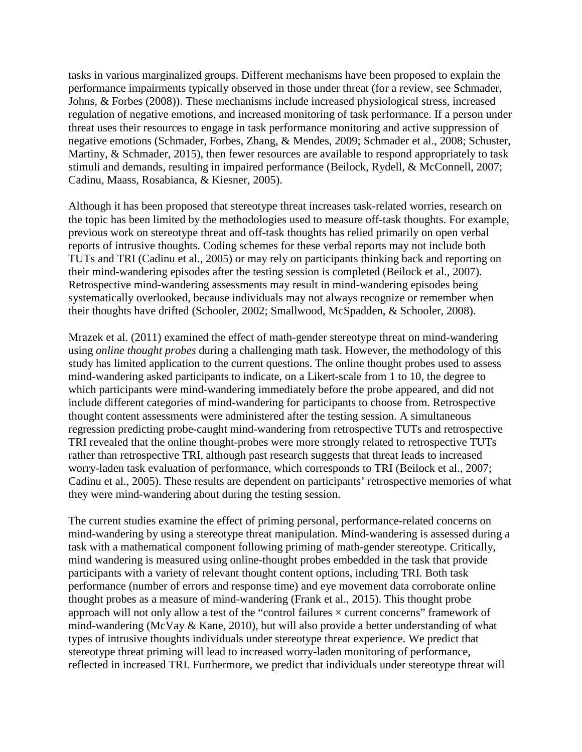tasks in various marginalized groups. Different mechanisms have been proposed to explain the performance impairments typically observed in those under threat (for a review, see Schmader, Johns, & Forbes (2008)). These mechanisms include increased physiological stress, increased regulation of negative emotions, and increased monitoring of task performance. If a person under threat uses their resources to engage in task performance monitoring and active suppression of negative emotions (Schmader, Forbes, Zhang, & Mendes, 2009; Schmader et al., 2008; Schuster, Martiny, & Schmader, 2015), then fewer resources are available to respond appropriately to task stimuli and demands, resulting in impaired performance (Beilock, Rydell, & McConnell, 2007; Cadinu, Maass, Rosabianca, & Kiesner, 2005).

Although it has been proposed that stereotype threat increases task-related worries, research on the topic has been limited by the methodologies used to measure off-task thoughts. For example, previous work on stereotype threat and off-task thoughts has relied primarily on open verbal reports of intrusive thoughts. Coding schemes for these verbal reports may not include both TUTs and TRI (Cadinu et al., 2005) or may rely on participants thinking back and reporting on their mind-wandering episodes after the testing session is completed (Beilock et al., 2007). Retrospective mind-wandering assessments may result in mind-wandering episodes being systematically overlooked, because individuals may not always recognize or remember when their thoughts have drifted (Schooler, 2002; Smallwood, McSpadden, & Schooler, 2008).

Mrazek et al. (2011) examined the effect of math-gender stereotype threat on mind-wandering using *online thought probes* during a challenging math task. However, the methodology of this study has limited application to the current questions. The online thought probes used to assess mind-wandering asked participants to indicate, on a Likert-scale from 1 to 10, the degree to which participants were mind-wandering immediately before the probe appeared, and did not include different categories of mind-wandering for participants to choose from. Retrospective thought content assessments were administered after the testing session. A simultaneous regression predicting probe-caught mind-wandering from retrospective TUTs and retrospective TRI revealed that the online thought-probes were more strongly related to retrospective TUTs rather than retrospective TRI, although past research suggests that threat leads to increased worry-laden task evaluation of performance, which corresponds to TRI (Beilock et al., 2007; Cadinu et al., 2005). These results are dependent on participants' retrospective memories of what they were mind-wandering about during the testing session.

The current studies examine the effect of priming personal, performance-related concerns on mind-wandering by using a stereotype threat manipulation. Mind-wandering is assessed during a task with a mathematical component following priming of math-gender stereotype. Critically, mind wandering is measured using online-thought probes embedded in the task that provide participants with a variety of relevant thought content options, including TRI. Both task performance (number of errors and response time) and eye movement data corroborate online thought probes as a measure of mind-wandering (Frank et al., 2015). This thought probe approach will not only allow a test of the "control failures × current concerns" framework of mind-wandering (McVay & Kane, 2010), but will also provide a better understanding of what types of intrusive thoughts individuals under stereotype threat experience. We predict that stereotype threat priming will lead to increased worry-laden monitoring of performance, reflected in increased TRI. Furthermore, we predict that individuals under stereotype threat will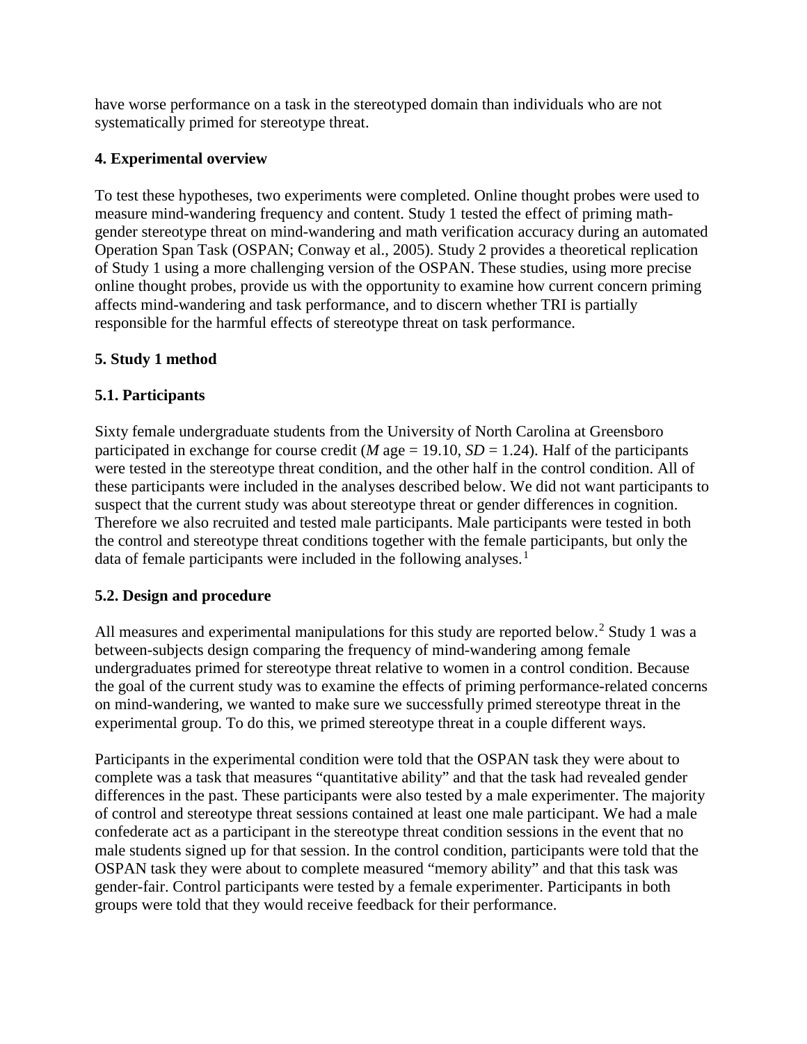have worse performance on a task in the stereotyped domain than individuals who are not systematically primed for stereotype threat.

### 4. Experimental overview

To test these hypotheses, two experiments were completed. Online thought probes were used to measure mind-wandering frequency and content. Study 1 tested the effect of priming math-gender stereotype threat on mind-wandering and math verification accuracy during an automated Operation Span Task (OSPAN; Conway et al., 2005). Study 2 provides a theoretical replication of Study 1 using a more challenging version of the OSPAN. These studies, using more precise online thought probes, provide us with the opportunity to examine how current concern priming affects mind-wandering and task performance, and to discern whether TRI is partially responsible for the harmful effects of stereotype threat on task performance.

### 5. Study 1 method

#### 5.1. Participants

Sixty female undergraduate students from the University of North Carolina at Greensboro participated in exchange for course credit (*M* age = 19.10, *SD* = 1.24). Half of the participants were tested in the stereotype threat condition, and the other half in the control condition. All of these participants were included in the analyses described below. We did not want participants to suspect that the current study was about stereotype threat or gender differences in cognition. Therefore we also recruited and tested male participants. Male participants were tested in both the control and stereotype threat conditions together with the female participants, but only the data of female participants were included in the following analyses.[1]

#### 5.2. Design and procedure

All measures and experimental manipulations for this study are reported below.[2] Study 1 was a between-subjects design comparing the frequency of mind-wandering among female undergraduates primed for stereotype threat relative to women in a control condition. Because the goal of the current study was to examine the effects of priming performance-related concerns on mind-wandering, we wanted to make sure we successfully primed stereotype threat in the experimental group. To do this, we primed stereotype threat in a couple different ways.

Participants in the experimental condition were told that the OSPAN task they were about to complete was a task that measures "quantitative ability" and that the task had revealed gender differences in the past. These participants were also tested by a male experimenter. The majority of control and stereotype threat sessions contained at least one male participant. We had a male confederate act as a participant in the stereotype threat condition sessions in the event that no male students signed up for that session. In the control condition, participants were told that the OSPAN task they were about to complete measured "memory ability" and that this task was gender-fair. Control participants were tested by a female experimenter. Participants in both groups were told that they would receive feedback for their performance.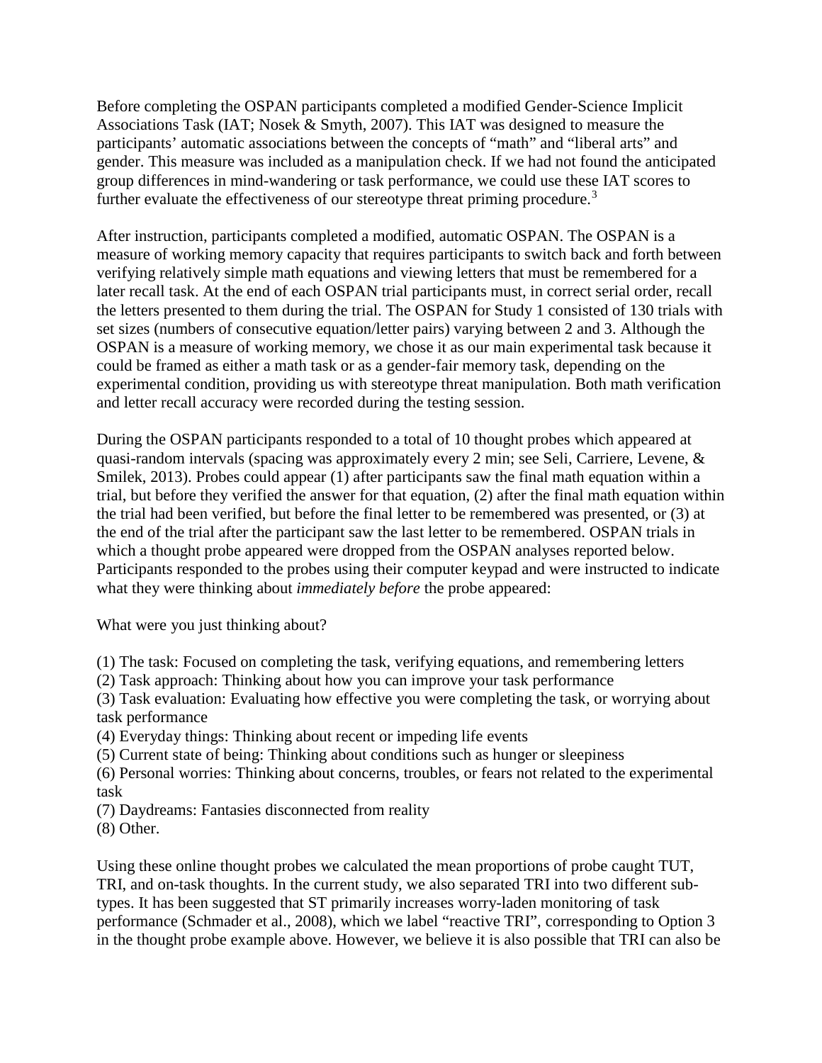Before completing the OSPAN participants completed a modified Gender-Science Implicit Associations Task (IAT; Nosek & Smyth, 2007). This IAT was designed to measure the participants' automatic associations between the concepts of "math" and "liberal arts" and gender. This measure was included as a manipulation check. If we had not found the anticipated group differences in mind-wandering or task performance, we could use these IAT scores to further evaluate the effectiveness of our stereotype threat priming procedure.[3]

After instruction, participants completed a modified, automatic OSPAN. The OSPAN is a measure of working memory capacity that requires participants to switch back and forth between verifying relatively simple math equations and viewing letters that must be remembered for a later recall task. At the end of each OSPAN trial participants must, in correct serial order, recall the letters presented to them during the trial. The OSPAN for Study 1 consisted of 130 trials with set sizes (numbers of consecutive equation/letter pairs) varying between 2 and 3. Although the OSPAN is a measure of working memory, we chose it as our main experimental task because it could be framed as either a math task or as a gender-fair memory task, depending on the experimental condition, providing us with stereotype threat manipulation. Both math verification and letter recall accuracy were recorded during the testing session.

During the OSPAN participants responded to a total of 10 thought probes which appeared at quasi-random intervals (spacing was approximately every 2 min; see Seli, Carriere, Levene, & Smilek, 2013). Probes could appear (1) after participants saw the final math equation within a trial, but before they verified the answer for that equation, (2) after the final math equation within the trial had been verified, but before the final letter to be remembered was presented, or (3) at the end of the trial after the participant saw the last letter to be remembered. OSPAN trials in which a thought probe appeared were dropped from the OSPAN analyses reported below. Participants responded to the probes using their computer keypad and were instructed to indicate what they were thinking about *immediately before* the probe appeared:

What were you just thinking about?

(1) The task: Focused on completing the task, verifying equations, and remembering letters
(2) Task approach: Thinking about how you can improve your task performance
(3) Task evaluation: Evaluating how effective you were completing the task, or worrying about task performance
(4) Everyday things: Thinking about recent or impeding life events
(5) Current state of being: Thinking about conditions such as hunger or sleepiness
(6) Personal worries: Thinking about concerns, troubles, or fears not related to the experimental task
(7) Daydreams: Fantasies disconnected from reality
(8) Other.

Using these online thought probes we calculated the mean proportions of probe caught TUT, TRI, and on-task thoughts. In the current study, we also separated TRI into two different sub-types. It has been suggested that ST primarily increases worry-laden monitoring of task performance (Schmader et al., 2008), which we label "reactive TRI", corresponding to Option 3 in the thought probe example above. However, we believe it is also possible that TRI can also be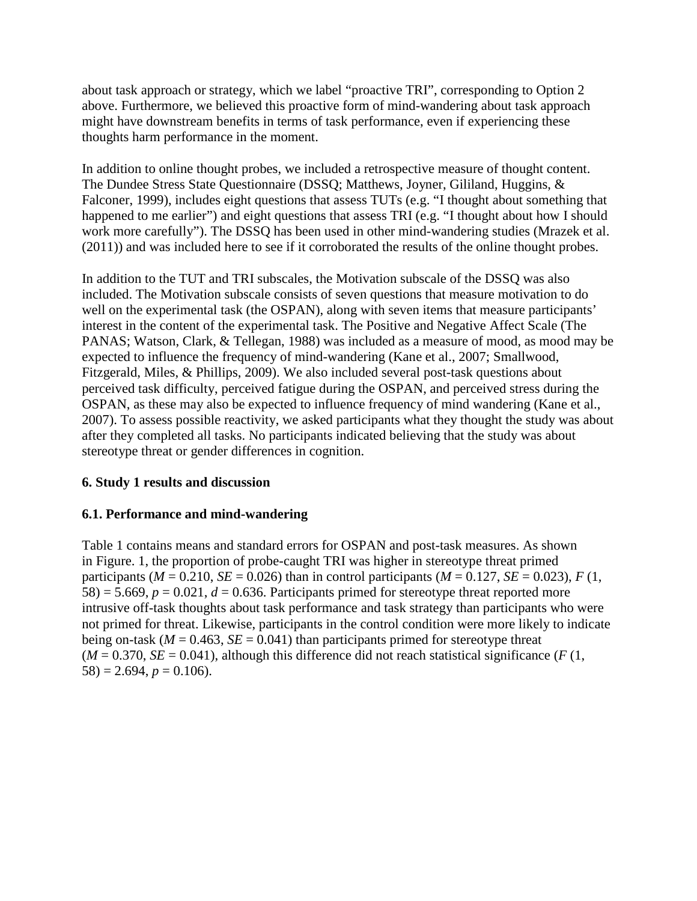about task approach or strategy, which we label "proactive TRI", corresponding to Option 2 above. Furthermore, we believed this proactive form of mind-wandering about task approach might have downstream benefits in terms of task performance, even if experiencing these thoughts harm performance in the moment.

In addition to online thought probes, we included a retrospective measure of thought content. The Dundee Stress State Questionnaire (DSSQ; Matthews, Joyner, Gililand, Huggins, & Falconer, 1999), includes eight questions that assess TUTs (e.g. "I thought about something that happened to me earlier") and eight questions that assess TRI (e.g. "I thought about how I should work more carefully"). The DSSQ has been used in other mind-wandering studies (Mrazek et al. (2011)) and was included here to see if it corroborated the results of the online thought probes.

In addition to the TUT and TRI subscales, the Motivation subscale of the DSSQ was also included. The Motivation subscale consists of seven questions that measure motivation to do well on the experimental task (the OSPAN), along with seven items that measure participants' interest in the content of the experimental task. The Positive and Negative Affect Scale (The PANAS; Watson, Clark, & Tellegan, 1988) was included as a measure of mood, as mood may be expected to influence the frequency of mind-wandering (Kane et al., 2007; Smallwood, Fitzgerald, Miles, & Phillips, 2009). We also included several post-task questions about perceived task difficulty, perceived fatigue during the OSPAN, and perceived stress during the OSPAN, as these may also be expected to influence frequency of mind wandering (Kane et al., 2007). To assess possible reactivity, we asked participants what they thought the study was about after they completed all tasks. No participants indicated believing that the study was about stereotype threat or gender differences in cognition.

## 6. Study 1 results and discussion

### 6.1. Performance and mind-wandering

Table 1 contains means and standard errors for OSPAN and post-task measures. As shown in Figure. 1, the proportion of probe-caught TRI was higher in stereotype threat primed participants ($M = 0.210$, $SE = 0.026$) than in control participants ($M = 0.127$, $SE = 0.023$), $F(1, 58) = 5.669$, $p = 0.021$, $d = 0.636$. Participants primed for stereotype threat reported more intrusive off-task thoughts about task performance and task strategy than participants who were not primed for threat. Likewise, participants in the control condition were more likely to indicate being on-task ($M = 0.463$, $SE = 0.041$) than participants primed for stereotype threat ($M = 0.370$, $SE = 0.041$), although this difference did not reach statistical significance ($F(1, 58) = 2.694$, $p = 0.106$).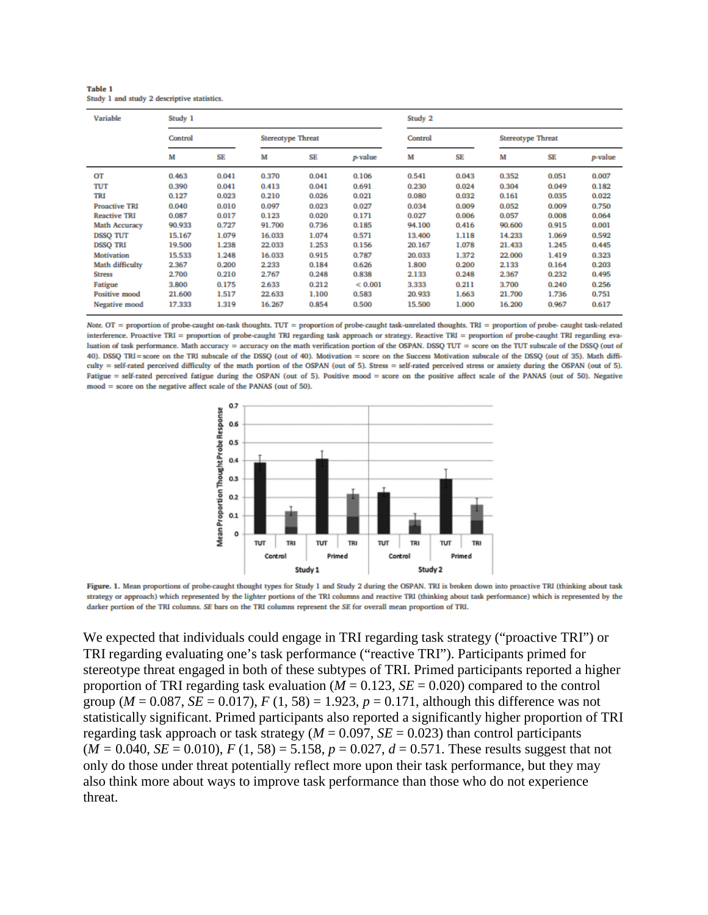**Table 1**
Study 1 and study 2 descriptive statistics.

| Variable | Study 1 | | | | | Study 2 | | | | |
|---|---|---|---|---|---|---|---|---|---|---|
| | Control | | Stereotype Threat | | | Control | | Stereotype Threat | | |
| | M | SE | M | SE | *p*-value | M | SE | M | SE | *p*-value |
| OT | 0.463 | 0.041 | 0.370 | 0.041 | 0.106 | 0.541 | 0.043 | 0.352 | 0.051 | 0.007 |
| TUT | 0.390 | 0.041 | 0.413 | 0.041 | 0.691 | 0.230 | 0.024 | 0.304 | 0.049 | 0.182 |
| TRI | 0.127 | 0.023 | 0.210 | 0.026 | 0.021 | 0.080 | 0.032 | 0.161 | 0.035 | 0.022 |
| Proactive TRI | 0.040 | 0.010 | 0.097 | 0.023 | 0.027 | 0.034 | 0.009 | 0.052 | 0.009 | 0.750 |
| Reactive TRI | 0.087 | 0.017 | 0.123 | 0.020 | 0.171 | 0.027 | 0.006 | 0.057 | 0.008 | 0.064 |
| Math Accuracy | 90.933 | 0.727 | 91.700 | 0.736 | 0.185 | 94.100 | 0.416 | 90.600 | 0.915 | 0.001 |
| DSSQ TUT | 15.167 | 1.079 | 16.033 | 1.074 | 0.571 | 13.400 | 1.118 | 14.233 | 1.069 | 0.592 |
| DSSQ TRI | 19.500 | 1.238 | 22.033 | 1.253 | 0.156 | 20.167 | 1.078 | 21.433 | 1.245 | 0.445 |
| Motivation | 15.533 | 1.248 | 16.033 | 0.915 | 0.787 | 20.033 | 1.372 | 22.000 | 1.419 | 0.323 |
| Math difficulty | 2.367 | 0.200 | 2.233 | 0.184 | 0.626 | 1.800 | 0.200 | 2.133 | 0.164 | 0.203 |
| Stress | 2.700 | 0.210 | 2.767 | 0.248 | 0.838 | 2.133 | 0.248 | 2.367 | 0.232 | 0.495 |
| Fatigue | 3.800 | 0.175 | 2.633 | 0.212 | < 0.001 | 3.333 | 0.211 | 3.700 | 0.240 | 0.256 |
| Positive mood | 21.600 | 1.517 | 22.633 | 1.100 | 0.583 | 20.933 | 1.663 | 21.700 | 1.736 | 0.751 |
| Negative mood | 17.333 | 1.319 | 16.267 | 0.854 | 0.500 | 15.500 | 1.000 | 16.200 | 0.967 | 0.617 |

*Note.* OT = proportion of probe-caught on-task thoughts. TUT = proportion of probe-caught task-unrelated thoughts. TRI = proportion of probe- caught task-related interference. Proactive TRI = proportion of probe-caught TRI regarding task approach or strategy. Reactive TRI = proportion of probe-caught TRI regarding evaluation of task performance. Math accuracy = accuracy on the math verification portion of the OSPAN. DSSQ TUT = score on the TUT subscale of the DSSQ (out of 40). DSSQ TRI = score on the TRI subscale of the DSSQ (out of 40). Motivation = score on the Success Motivation subscale of the DSSQ (out of 35). Math difficulty = self-rated perceived difficulty of the math portion of the OSPAN (out of 5). Stress = self-rated perceived stress or anxiety during the OSPAN (out of 5). Fatigue = self-rated perceived fatigue during the OSPAN (out of 5). Positive mood = score on the positive affect scale of the PANAS (out of 50). Negative mood = score on the negative affect scale of the PANAS (out of 50).

**Figure. 1.** Mean proportions of probe-caught thought types for Study 1 and Study 2 during the OSPAN. TRI is broken down into proactive TRI (thinking about task strategy or approach) which represented by the lighter portions of the TRI columns and reactive TRI (thinking about task performance) which is represented by the darker portion of the TRI columns. *SE* bars on the TRI columns represent the *SE* for overall mean proportion of TRI.

We expected that individuals could engage in TRI regarding task strategy ("proactive TRI") or TRI regarding evaluating one's task performance ("reactive TRI"). Participants primed for stereotype threat engaged in both of these subtypes of TRI. Primed participants reported a higher proportion of TRI regarding task evaluation ($M$ = 0.123, $SE$ = 0.020) compared to the control group ($M$ = 0.087, $SE$ = 0.017), $F$ (1, 58) = 1.923, $p$ = 0.171, although this difference was not statistically significant. Primed participants also reported a significantly higher proportion of TRI regarding task approach or task strategy ($M$ = 0.097, $SE$ = 0.023) than control participants ($M$ = 0.040, $SE$ = 0.010), $F$ (1, 58) = 5.158, $p$ = 0.027, $d$ = 0.571. These results suggest that not only do those under threat potentially reflect more upon their task performance, but they may also think more about ways to improve task performance than those who do not experience threat.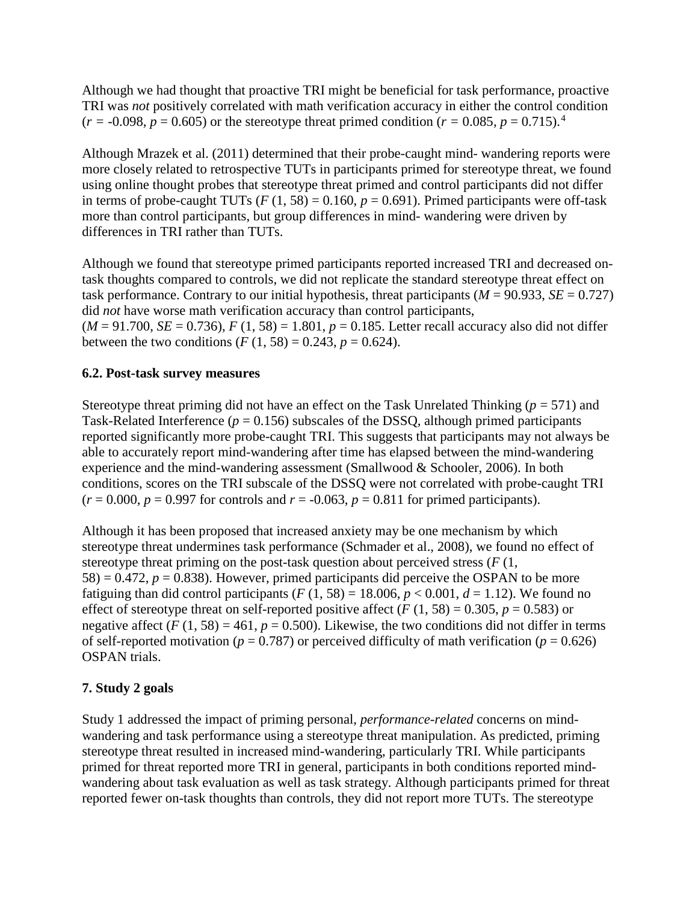Although we had thought that proactive TRI might be beneficial for task performance, proactive TRI was *not* positively correlated with math verification accuracy in either the control condition ($r$ = -0.098, $p$ = 0.605) or the stereotype threat primed condition ($r$ = 0.085, $p$ = 0.715).[4]

Although Mrazek et al. (2011) determined that their probe-caught mind- wandering reports were more closely related to retrospective TUTs in participants primed for stereotype threat, we found using online thought probes that stereotype threat primed and control participants did not differ in terms of probe-caught TUTs ($F$ (1, 58) = 0.160, $p$ = 0.691). Primed participants were off-task more than control participants, but group differences in mind- wandering were driven by differences in TRI rather than TUTs.

Although we found that stereotype primed participants reported increased TRI and decreased on-task thoughts compared to controls, we did not replicate the standard stereotype threat effect on task performance. Contrary to our initial hypothesis, threat participants ($M$ = 90.933, $SE$ = 0.727) did *not* have worse math verification accuracy than control participants, ($M$ = 91.700, $SE$ = 0.736), $F$ (1, 58) = 1.801, $p$ = 0.185. Letter recall accuracy also did not differ between the two conditions ($F$ (1, 58) = 0.243, $p$ = 0.624).

### 6.2. Post-task survey measures

Stereotype threat priming did not have an effect on the Task Unrelated Thinking ($p$ = 571) and Task-Related Interference ($p$ = 0.156) subscales of the DSSQ, although primed participants reported significantly more probe-caught TRI. This suggests that participants may not always be able to accurately report mind-wandering after time has elapsed between the mind-wandering experience and the mind-wandering assessment (Smallwood & Schooler, 2006). In both conditions, scores on the TRI subscale of the DSSQ were not correlated with probe-caught TRI ($r$ = 0.000, $p$ = 0.997 for controls and $r$ = -0.063, $p$ = 0.811 for primed participants).

Although it has been proposed that increased anxiety may be one mechanism by which stereotype threat undermines task performance (Schmader et al., 2008), we found no effect of stereotype threat priming on the post-task question about perceived stress ($F$ (1, 58) = 0.472, $p$ = 0.838). However, primed participants did perceive the OSPAN to be more fatiguing than did control participants ($F$ (1, 58) = 18.006, $p$ < 0.001, $d$ = 1.12). We found no effect of stereotype threat on self-reported positive affect ($F$ (1, 58) = 0.305, $p$ = 0.583) or negative affect ($F$ (1, 58) = 461, $p$ = 0.500). Likewise, the two conditions did not differ in terms of self-reported motivation ($p$ = 0.787) or perceived difficulty of math verification ($p$ = 0.626) OSPAN trials.

## 7. Study 2 goals

Study 1 addressed the impact of priming personal, *performance-related* concerns on mind-wandering and task performance using a stereotype threat manipulation. As predicted, priming stereotype threat resulted in increased mind-wandering, particularly TRI. While participants primed for threat reported more TRI in general, participants in both conditions reported mind-wandering about task evaluation as well as task strategy. Although participants primed for threat reported fewer on-task thoughts than controls, they did not report more TUTs. The stereotype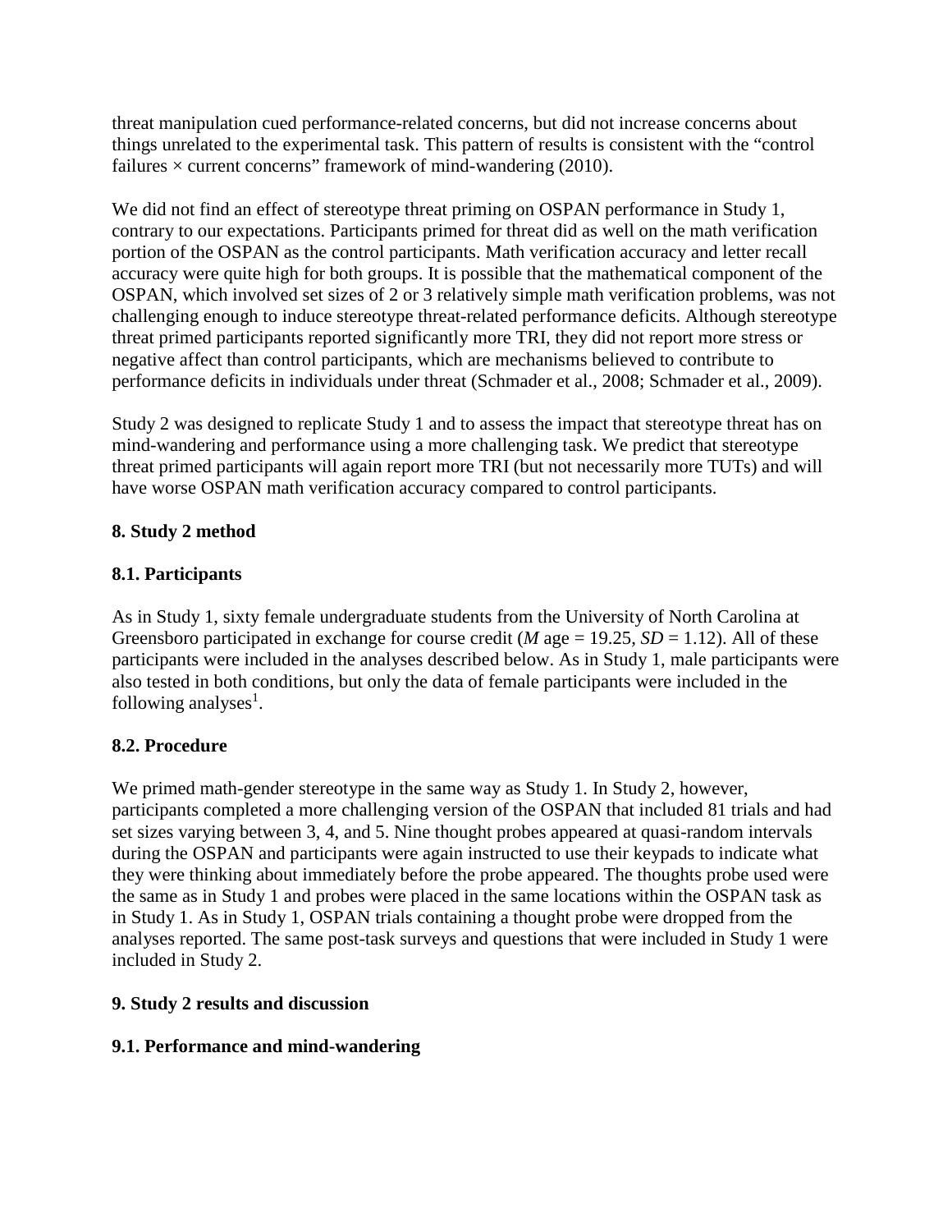threat manipulation cued performance-related concerns, but did not increase concerns about things unrelated to the experimental task. This pattern of results is consistent with the "control failures × current concerns" framework of mind-wandering (2010).

We did not find an effect of stereotype threat priming on OSPAN performance in Study 1, contrary to our expectations. Participants primed for threat did as well on the math verification portion of the OSPAN as the control participants. Math verification accuracy and letter recall accuracy were quite high for both groups. It is possible that the mathematical component of the OSPAN, which involved set sizes of 2 or 3 relatively simple math verification problems, was not challenging enough to induce stereotype threat-related performance deficits. Although stereotype threat primed participants reported significantly more TRI, they did not report more stress or negative affect than control participants, which are mechanisms believed to contribute to performance deficits in individuals under threat (Schmader et al., 2008; Schmader et al., 2009).

Study 2 was designed to replicate Study 1 and to assess the impact that stereotype threat has on mind-wandering and performance using a more challenging task. We predict that stereotype threat primed participants will again report more TRI (but not necessarily more TUTs) and will have worse OSPAN math verification accuracy compared to control participants.

## 8. Study 2 method

### 8.1. Participants

As in Study 1, sixty female undergraduate students from the University of North Carolina at Greensboro participated in exchange for course credit (*M* age = 19.25, *SD* = 1.12). All of these participants were included in the analyses described below. As in Study 1, male participants were also tested in both conditions, but only the data of female participants were included in the following analyses[1].

### 8.2. Procedure

We primed math-gender stereotype in the same way as Study 1. In Study 2, however, participants completed a more challenging version of the OSPAN that included 81 trials and had set sizes varying between 3, 4, and 5. Nine thought probes appeared at quasi-random intervals during the OSPAN and participants were again instructed to use their keypads to indicate what they were thinking about immediately before the probe appeared. The thoughts probe used were the same as in Study 1 and probes were placed in the same locations within the OSPAN task as in Study 1. As in Study 1, OSPAN trials containing a thought probe were dropped from the analyses reported. The same post-task surveys and questions that were included in Study 1 were included in Study 2.

## 9. Study 2 results and discussion

### 9.1. Performance and mind-wandering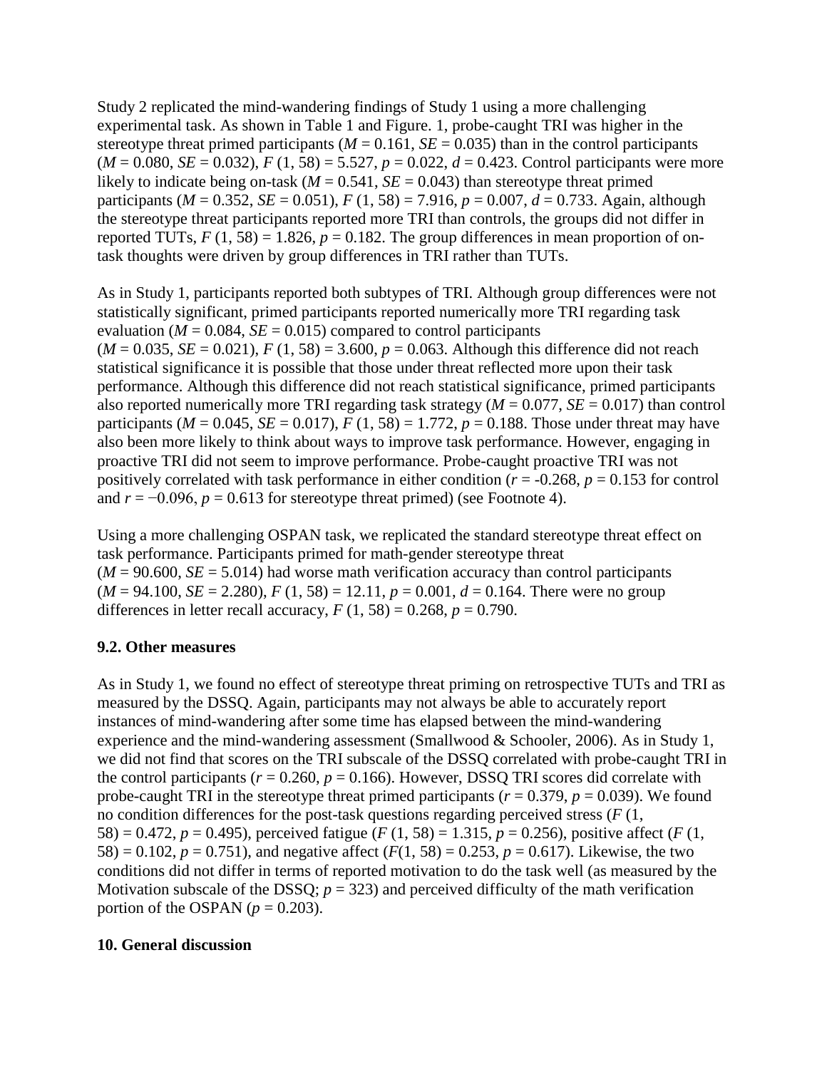Study 2 replicated the mind-wandering findings of Study 1 using a more challenging experimental task. As shown in Table 1 and Figure. 1, probe-caught TRI was higher in the stereotype threat primed participants ($M = 0.161$, $SE = 0.035$) than in the control participants ($M = 0.080$, $SE = 0.032$), $F(1, 58) = 5.527$, $p = 0.022$, $d = 0.423$. Control participants were more likely to indicate being on-task ($M = 0.541$, $SE = 0.043$) than stereotype threat primed participants ($M = 0.352$, $SE = 0.051$), $F(1, 58) = 7.916$, $p = 0.007$, $d = 0.733$. Again, although the stereotype threat participants reported more TRI than controls, the groups did not differ in reported TUTs, $F(1, 58) = 1.826$, $p = 0.182$. The group differences in mean proportion of on-task thoughts were driven by group differences in TRI rather than TUTs.

As in Study 1, participants reported both subtypes of TRI. Although group differences were not statistically significant, primed participants reported numerically more TRI regarding task evaluation ($M = 0.084$, $SE = 0.015$) compared to control participants ($M = 0.035$, $SE = 0.021$), $F(1, 58) = 3.600$, $p = 0.063$. Although this difference did not reach statistical significance it is possible that those under threat reflected more upon their task performance. Although this difference did not reach statistical significance, primed participants also reported numerically more TRI regarding task strategy ($M = 0.077$, $SE = 0.017$) than control participants ($M = 0.045$, $SE = 0.017$), $F(1, 58) = 1.772$, $p = 0.188$. Those under threat may have also been more likely to think about ways to improve task performance. However, engaging in proactive TRI did not seem to improve performance. Probe-caught proactive TRI was not positively correlated with task performance in either condition ($r = -0.268$, $p = 0.153$ for control and $r = -0.096$, $p = 0.613$ for stereotype threat primed) (see Footnote 4).

Using a more challenging OSPAN task, we replicated the standard stereotype threat effect on task performance. Participants primed for math-gender stereotype threat ($M = 90.600$, $SE = 5.014$) had worse math verification accuracy than control participants ($M = 94.100$, $SE = 2.280$), $F(1, 58) = 12.11$, $p = 0.001$, $d = 0.164$. There were no group differences in letter recall accuracy, $F(1, 58) = 0.268$, $p = 0.790$.

### 9.2. Other measures

As in Study 1, we found no effect of stereotype threat priming on retrospective TUTs and TRI as measured by the DSSQ. Again, participants may not always be able to accurately report instances of mind-wandering after some time has elapsed between the mind-wandering experience and the mind-wandering assessment (Smallwood & Schooler, 2006). As in Study 1, we did not find that scores on the TRI subscale of the DSSQ correlated with probe-caught TRI in the control participants ($r = 0.260$, $p = 0.166$). However, DSSQ TRI scores did correlate with probe-caught TRI in the stereotype threat primed participants ($r = 0.379$, $p = 0.039$). We found no condition differences for the post-task questions regarding perceived stress ($F(1, 58) = 0.472$, $p = 0.495$), perceived fatigue ($F(1, 58) = 1.315$, $p = 0.256$), positive affect ($F(1, 58) = 0.102$, $p = 0.751$), and negative affect ($F(1, 58) = 0.253$, $p = 0.617$). Likewise, the two conditions did not differ in terms of reported motivation to do the task well (as measured by the Motivation subscale of the DSSQ; $p = 323$) and perceived difficulty of the math verification portion of the OSPAN ($p = 0.203$).

## 10. General discussion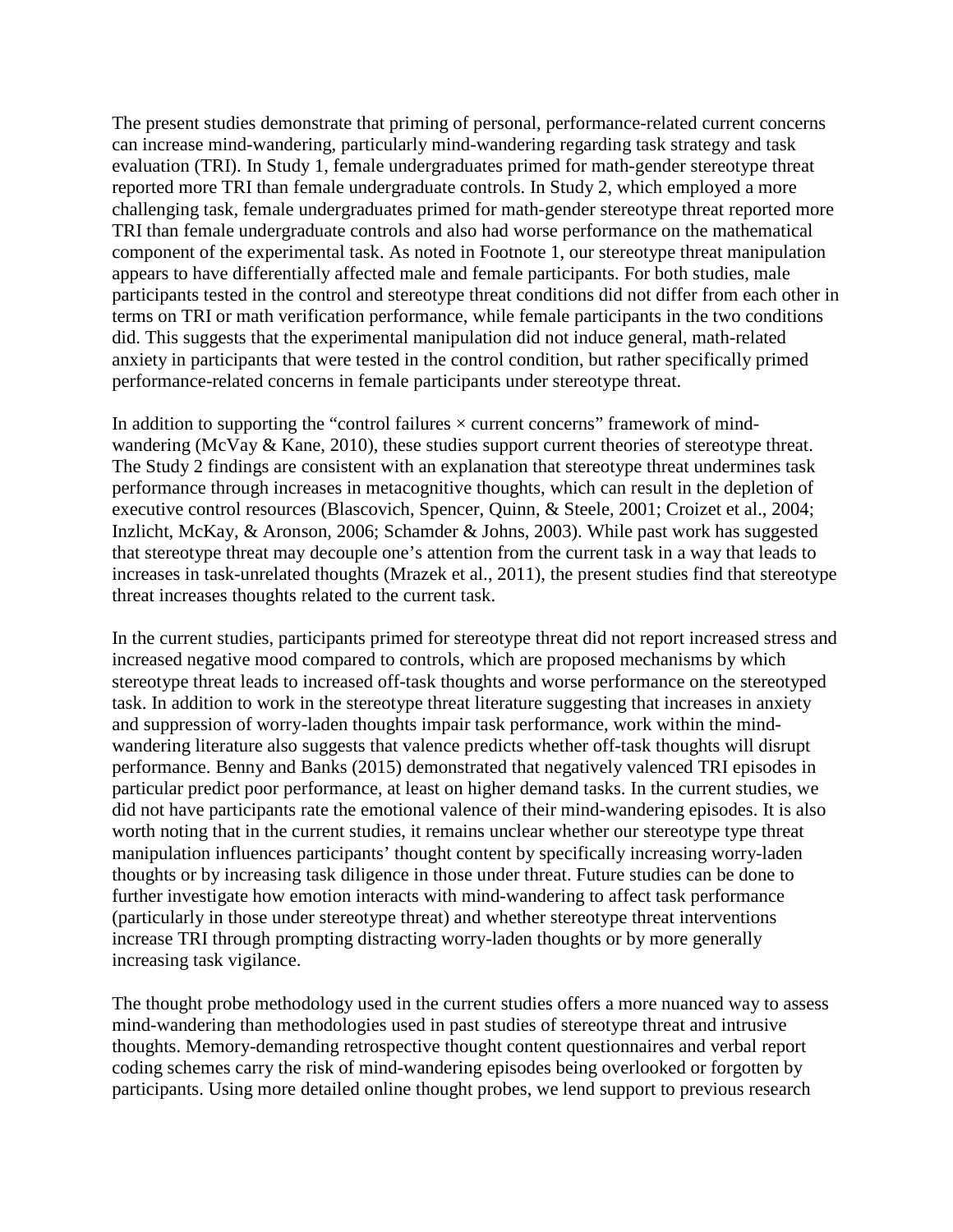The present studies demonstrate that priming of personal, performance-related current concerns can increase mind-wandering, particularly mind-wandering regarding task strategy and task evaluation (TRI). In Study 1, female undergraduates primed for math-gender stereotype threat reported more TRI than female undergraduate controls. In Study 2, which employed a more challenging task, female undergraduates primed for math-gender stereotype threat reported more TRI than female undergraduate controls and also had worse performance on the mathematical component of the experimental task. As noted in Footnote 1, our stereotype threat manipulation appears to have differentially affected male and female participants. For both studies, male participants tested in the control and stereotype threat conditions did not differ from each other in terms on TRI or math verification performance, while female participants in the two conditions did. This suggests that the experimental manipulation did not induce general, math-related anxiety in participants that were tested in the control condition, but rather specifically primed performance-related concerns in female participants under stereotype threat.

In addition to supporting the "control failures × current concerns" framework of mind-wandering (McVay & Kane, 2010), these studies support current theories of stereotype threat. The Study 2 findings are consistent with an explanation that stereotype threat undermines task performance through increases in metacognitive thoughts, which can result in the depletion of executive control resources (Blascovich, Spencer, Quinn, & Steele, 2001; Croizet et al., 2004; Inzlicht, McKay, & Aronson, 2006; Schamder & Johns, 2003). While past work has suggested that stereotype threat may decouple one's attention from the current task in a way that leads to increases in task-unrelated thoughts (Mrazek et al., 2011), the present studies find that stereotype threat increases thoughts related to the current task.

In the current studies, participants primed for stereotype threat did not report increased stress and increased negative mood compared to controls, which are proposed mechanisms by which stereotype threat leads to increased off-task thoughts and worse performance on the stereotyped task. In addition to work in the stereotype threat literature suggesting that increases in anxiety and suppression of worry-laden thoughts impair task performance, work within the mind-wandering literature also suggests that valence predicts whether off-task thoughts will disrupt performance. Benny and Banks (2015) demonstrated that negatively valenced TRI episodes in particular predict poor performance, at least on higher demand tasks. In the current studies, we did not have participants rate the emotional valence of their mind-wandering episodes. It is also worth noting that in the current studies, it remains unclear whether our stereotype type threat manipulation influences participants' thought content by specifically increasing worry-laden thoughts or by increasing task diligence in those under threat. Future studies can be done to further investigate how emotion interacts with mind-wandering to affect task performance (particularly in those under stereotype threat) and whether stereotype threat interventions increase TRI through prompting distracting worry-laden thoughts or by more generally increasing task vigilance.

The thought probe methodology used in the current studies offers a more nuanced way to assess mind-wandering than methodologies used in past studies of stereotype threat and intrusive thoughts. Memory-demanding retrospective thought content questionnaires and verbal report coding schemes carry the risk of mind-wandering episodes being overlooked or forgotten by participants. Using more detailed online thought probes, we lend support to previous research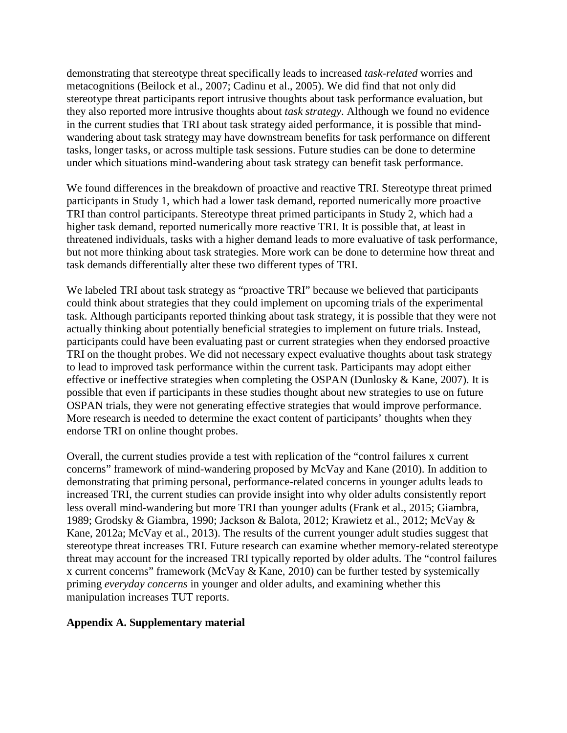demonstrating that stereotype threat specifically leads to increased *task-related* worries and metacognitions (Beilock et al., 2007; Cadinu et al., 2005). We did find that not only did stereotype threat participants report intrusive thoughts about task performance evaluation, but they also reported more intrusive thoughts about *task strategy*. Although we found no evidence in the current studies that TRI about task strategy aided performance, it is possible that mind-wandering about task strategy may have downstream benefits for task performance on different tasks, longer tasks, or across multiple task sessions. Future studies can be done to determine under which situations mind-wandering about task strategy can benefit task performance.

We found differences in the breakdown of proactive and reactive TRI. Stereotype threat primed participants in Study 1, which had a lower task demand, reported numerically more proactive TRI than control participants. Stereotype threat primed participants in Study 2, which had a higher task demand, reported numerically more reactive TRI. It is possible that, at least in threatened individuals, tasks with a higher demand leads to more evaluative of task performance, but not more thinking about task strategies. More work can be done to determine how threat and task demands differentially alter these two different types of TRI.

We labeled TRI about task strategy as "proactive TRI" because we believed that participants could think about strategies that they could implement on upcoming trials of the experimental task. Although participants reported thinking about task strategy, it is possible that they were not actually thinking about potentially beneficial strategies to implement on future trials. Instead, participants could have been evaluating past or current strategies when they endorsed proactive TRI on the thought probes. We did not necessary expect evaluative thoughts about task strategy to lead to improved task performance within the current task. Participants may adopt either effective or ineffective strategies when completing the OSPAN (Dunlosky & Kane, 2007). It is possible that even if participants in these studies thought about new strategies to use on future OSPAN trials, they were not generating effective strategies that would improve performance. More research is needed to determine the exact content of participants' thoughts when they endorse TRI on online thought probes.

Overall, the current studies provide a test with replication of the "control failures x current concerns" framework of mind-wandering proposed by McVay and Kane (2010). In addition to demonstrating that priming personal, performance-related concerns in younger adults leads to increased TRI, the current studies can provide insight into why older adults consistently report less overall mind-wandering but more TRI than younger adults (Frank et al., 2015; Giambra, 1989; Grodsky & Giambra, 1990; Jackson & Balota, 2012; Krawietz et al., 2012; McVay & Kane, 2012a; McVay et al., 2013). The results of the current younger adult studies suggest that stereotype threat increases TRI. Future research can examine whether memory-related stereotype threat may account for the increased TRI typically reported by older adults. The "control failures x current concerns" framework (McVay & Kane, 2010) can be further tested by systemically priming *everyday concerns* in younger and older adults, and examining whether this manipulation increases TUT reports.

**Appendix A. Supplementary material**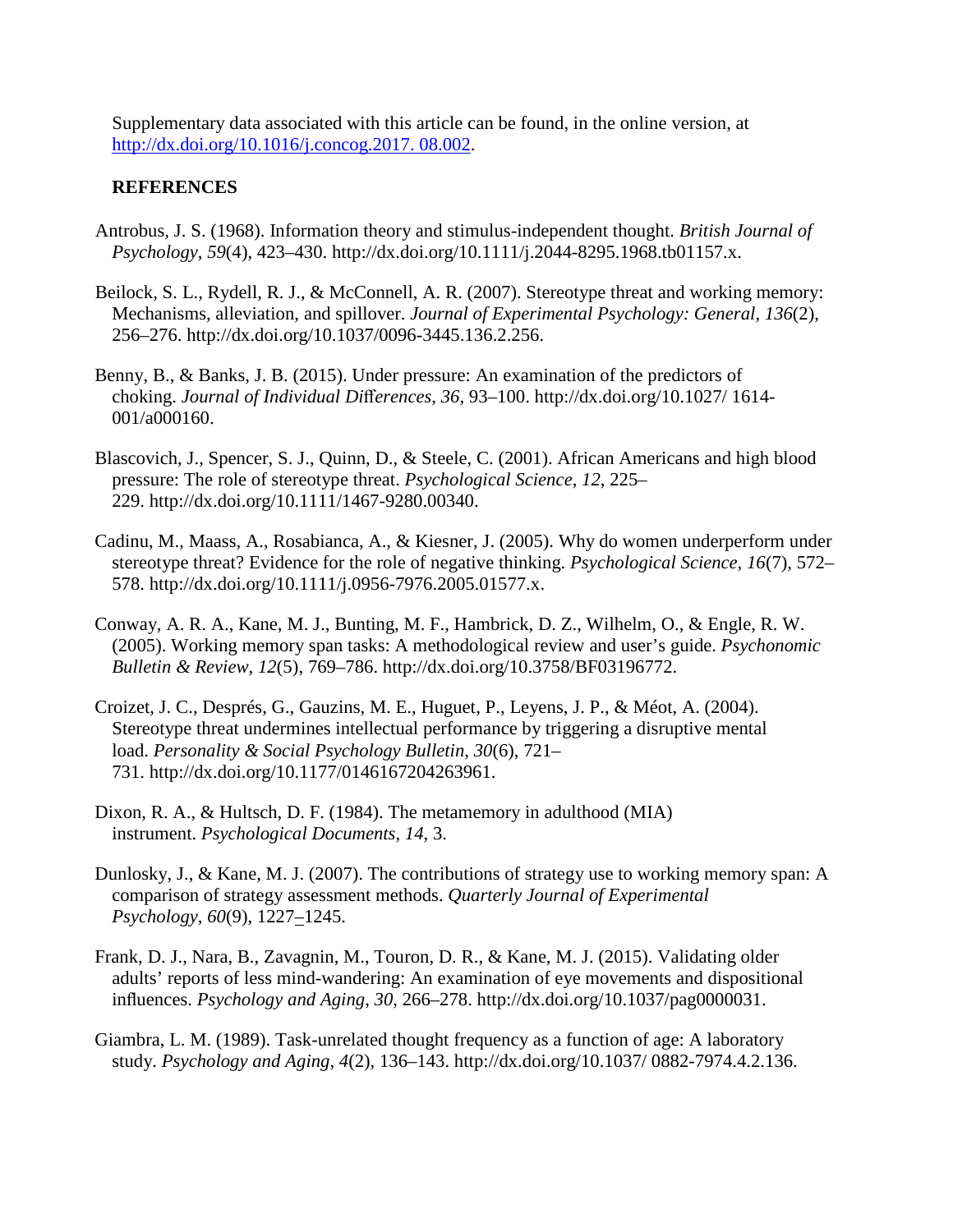Supplementary data associated with this article can be found, in the online version, at [http://dx.doi.org/10.1016/j.concog.2017. 08.002](http://dx.doi.org/10.1016/j.concog.2017.08.002).

## REFERENCES

Antrobus, J. S. (1968). Information theory and stimulus-independent thought. *British Journal of Psychology*, *59*(4), 423–430. http://dx.doi.org/10.1111/j.2044-8295.1968.tb01157.x.

Beilock, S. L., Rydell, R. J., & McConnell, A. R. (2007). Stereotype threat and working memory: Mechanisms, alleviation, and spillover. *Journal of Experimental Psychology: General*, *136*(2), 256–276. http://dx.doi.org/10.1037/0096-3445.136.2.256.

Benny, B., & Banks, J. B. (2015). Under pressure: An examination of the predictors of choking. *Journal of Individual Differences*, *36*, 93–100. http://dx.doi.org/10.1027/ 1614-001/a000160.

Blascovich, J., Spencer, S. J., Quinn, D., & Steele, C. (2001). African Americans and high blood pressure: The role of stereotype threat. *Psychological Science*, *12*, 225–229. http://dx.doi.org/10.1111/1467-9280.00340.

Cadinu, M., Maass, A., Rosabianca, A., & Kiesner, J. (2005). Why do women underperform under stereotype threat? Evidence for the role of negative thinking. *Psychological Science*, *16*(7), 572–578. http://dx.doi.org/10.1111/j.0956-7976.2005.01577.x.

Conway, A. R. A., Kane, M. J., Bunting, M. F., Hambrick, D. Z., Wilhelm, O., & Engle, R. W. (2005). Working memory span tasks: A methodological review and user's guide. *Psychonomic Bulletin & Review*, *12*(5), 769–786. http://dx.doi.org/10.3758/BF03196772.

Croizet, J. C., Després, G., Gauzins, M. E., Huguet, P., Leyens, J. P., & Méot, A. (2004). Stereotype threat undermines intellectual performance by triggering a disruptive mental load. *Personality & Social Psychology Bulletin*, *30*(6), 721–731. http://dx.doi.org/10.1177/0146167204263961.

Dixon, R. A., & Hultsch, D. F. (1984). The metamemory in adulthood (MIA) instrument. *Psychological Documents*, *14*, 3.

Dunlosky, J., & Kane, M. J. (2007). The contributions of strategy use to working memory span: A comparison of strategy assessment methods. *Quarterly Journal of Experimental Psychology*, *60*(9), 1227–1245.

Frank, D. J., Nara, B., Zavagnin, M., Touron, D. R., & Kane, M. J. (2015). Validating older adults' reports of less mind-wandering: An examination of eye movements and dispositional influences. *Psychology and Aging*, *30*, 266–278. http://dx.doi.org/10.1037/pag0000031.

Giambra, L. M. (1989). Task-unrelated thought frequency as a function of age: A laboratory study. *Psychology and Aging*, *4*(2), 136–143. http://dx.doi.org/10.1037/ 0882-7974.4.2.136.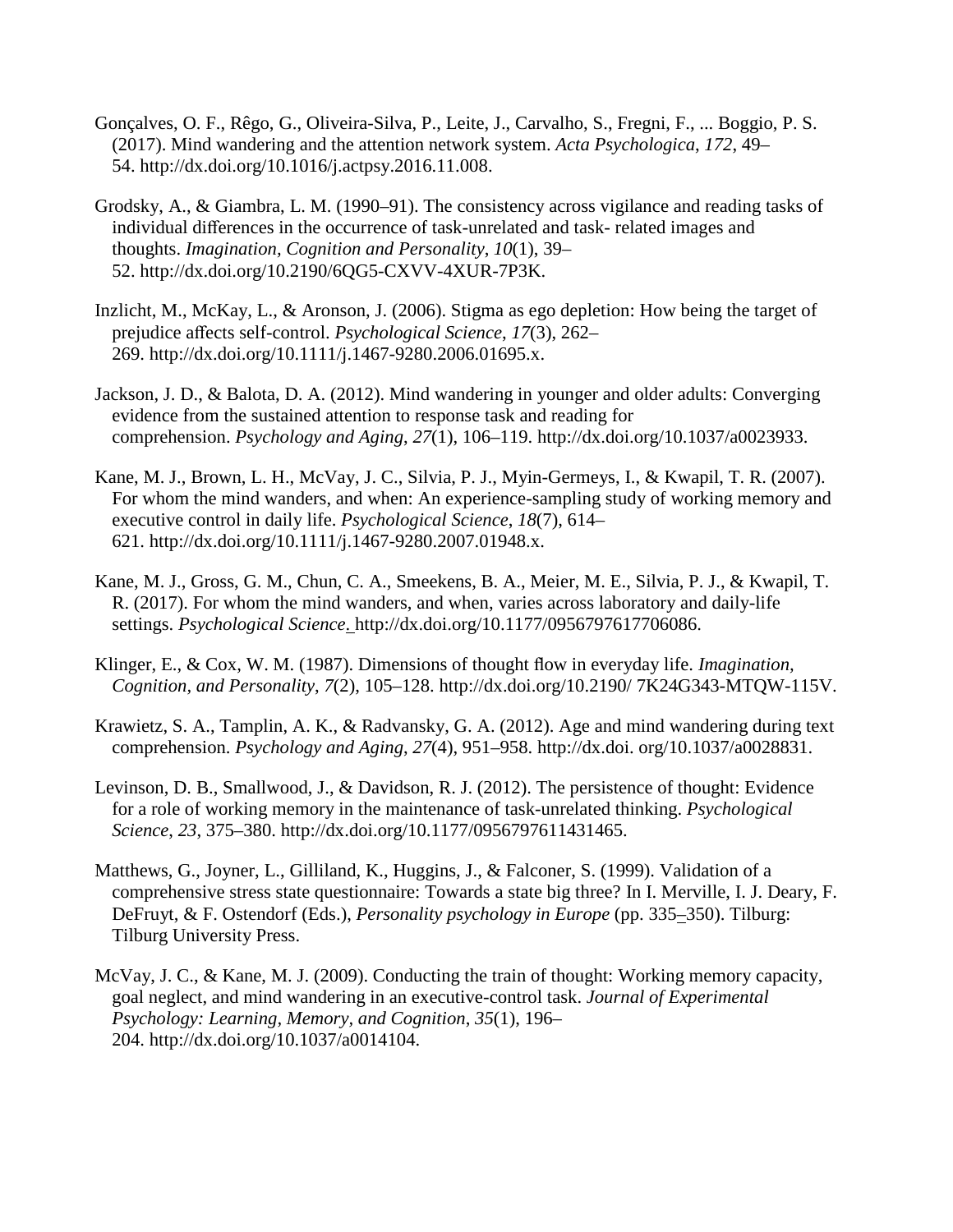Gonçalves, O. F., Rêgo, G., Oliveira-Silva, P., Leite, J., Carvalho, S., Fregni, F., ... Boggio, P. S. (2017). Mind wandering and the attention network system. *Acta Psychologica*, *172*, 49–54. http://dx.doi.org/10.1016/j.actpsy.2016.11.008.

Grodsky, A., & Giambra, L. M. (1990–91). The consistency across vigilance and reading tasks of individual differences in the occurrence of task-unrelated and task- related images and thoughts. *Imagination, Cognition and Personality*, *10*(1), 39–52. http://dx.doi.org/10.2190/6QG5-CXVV-4XUR-7P3K.

Inzlicht, M., McKay, L., & Aronson, J. (2006). Stigma as ego depletion: How being the target of prejudice affects self-control. *Psychological Science*, *17*(3), 262–269. http://dx.doi.org/10.1111/j.1467-9280.2006.01695.x.

Jackson, J. D., & Balota, D. A. (2012). Mind wandering in younger and older adults: Converging evidence from the sustained attention to response task and reading for comprehension. *Psychology and Aging*, *27*(1), 106–119. http://dx.doi.org/10.1037/a0023933.

Kane, M. J., Brown, L. H., McVay, J. C., Silvia, P. J., Myin-Germeys, I., & Kwapil, T. R. (2007). For whom the mind wanders, and when: An experience-sampling study of working memory and executive control in daily life. *Psychological Science*, *18*(7), 614–621. http://dx.doi.org/10.1111/j.1467-9280.2007.01948.x.

Kane, M. J., Gross, G. M., Chun, C. A., Smeekens, B. A., Meier, M. E., Silvia, P. J., & Kwapil, T. R. (2017). For whom the mind wanders, and when, varies across laboratory and daily-life settings. *Psychological Science*. http://dx.doi.org/10.1177/0956797617706086.

Klinger, E., & Cox, W. M. (1987). Dimensions of thought flow in everyday life. *Imagination, Cognition, and Personality*, *7*(2), 105–128. http://dx.doi.org/10.2190/ 7K24G343-MTQW-115V.

Krawietz, S. A., Tamplin, A. K., & Radvansky, G. A. (2012). Age and mind wandering during text comprehension. *Psychology and Aging*, *27*(4), 951–958. http://dx.doi. org/10.1037/a0028831.

Levinson, D. B., Smallwood, J., & Davidson, R. J. (2012). The persistence of thought: Evidence for a role of working memory in the maintenance of task-unrelated thinking. *Psychological Science*, *23*, 375–380. http://dx.doi.org/10.1177/0956797611431465.

Matthews, G., Joyner, L., Gilliland, K., Huggins, J., & Falconer, S. (1999). Validation of a comprehensive stress state questionnaire: Towards a state big three? In I. Merville, I. J. Deary, F. DeFruyt, & F. Ostendorf (Eds.), *Personality psychology in Europe* (pp. 335–350). Tilburg: Tilburg University Press.

McVay, J. C., & Kane, M. J. (2009). Conducting the train of thought: Working memory capacity, goal neglect, and mind wandering in an executive-control task. *Journal of Experimental Psychology: Learning, Memory, and Cognition*, *35*(1), 196–204. http://dx.doi.org/10.1037/a0014104.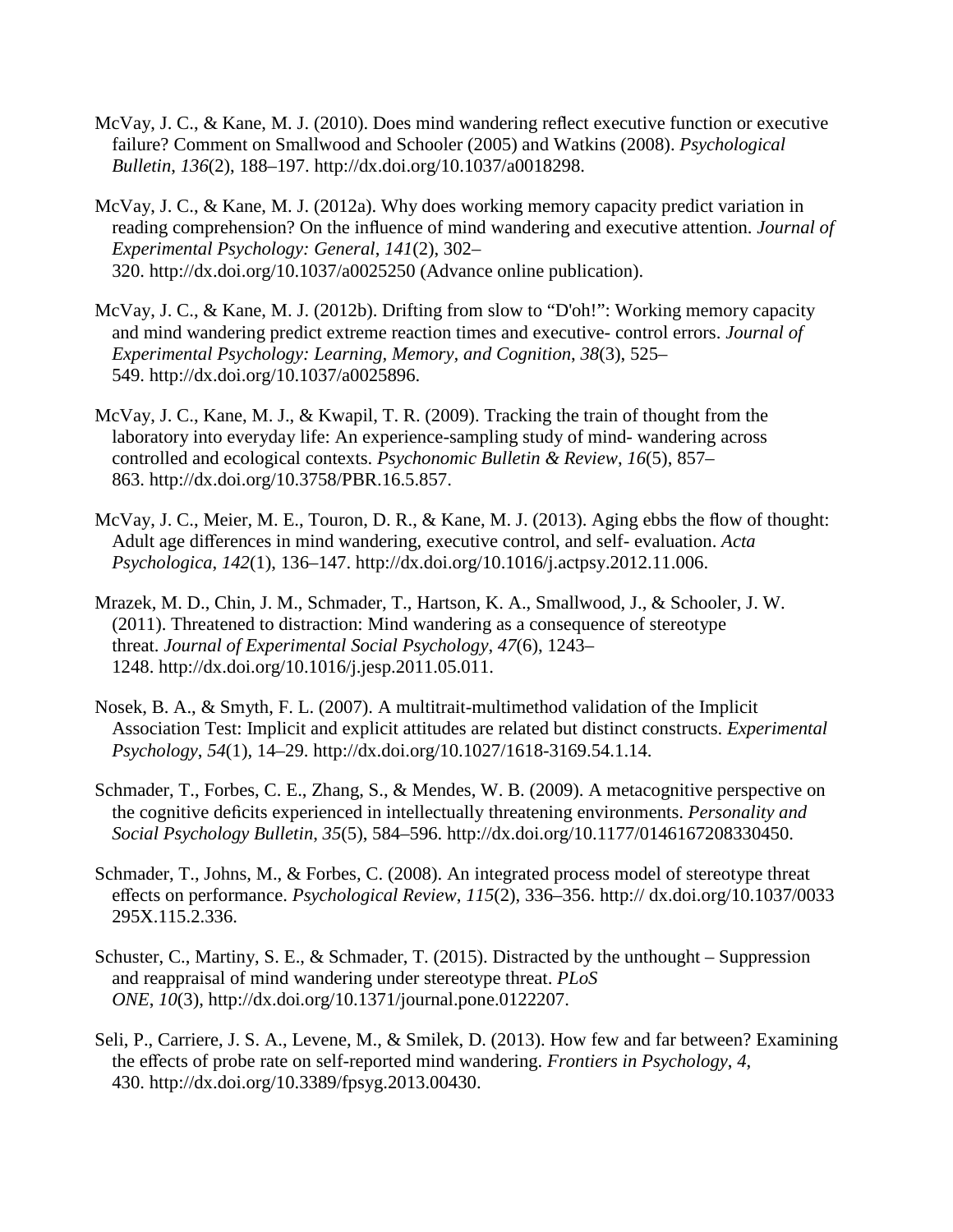McVay, J. C., & Kane, M. J. (2010). Does mind wandering reflect executive function or executive failure? Comment on Smallwood and Schooler (2005) and Watkins (2008). *Psychological Bulletin*, *136*(2), 188–197. http://dx.doi.org/10.1037/a0018298.

McVay, J. C., & Kane, M. J. (2012a). Why does working memory capacity predict variation in reading comprehension? On the influence of mind wandering and executive attention. *Journal of Experimental Psychology: General*, *141*(2), 302–320. http://dx.doi.org/10.1037/a0025250 (Advance online publication).

McVay, J. C., & Kane, M. J. (2012b). Drifting from slow to "D'oh!": Working memory capacity and mind wandering predict extreme reaction times and executive- control errors. *Journal of Experimental Psychology: Learning, Memory, and Cognition*, *38*(3), 525–549. http://dx.doi.org/10.1037/a0025896.

McVay, J. C., Kane, M. J., & Kwapil, T. R. (2009). Tracking the train of thought from the laboratory into everyday life: An experience-sampling study of mind- wandering across controlled and ecological contexts. *Psychonomic Bulletin & Review*, *16*(5), 857–863. http://dx.doi.org/10.3758/PBR.16.5.857.

McVay, J. C., Meier, M. E., Touron, D. R., & Kane, M. J. (2013). Aging ebbs the flow of thought: Adult age differences in mind wandering, executive control, and self- evaluation. *Acta Psychologica*, *142*(1), 136–147. http://dx.doi.org/10.1016/j.actpsy.2012.11.006.

Mrazek, M. D., Chin, J. M., Schmader, T., Hartson, K. A., Smallwood, J., & Schooler, J. W. (2011). Threatened to distraction: Mind wandering as a consequence of stereotype threat. *Journal of Experimental Social Psychology*, *47*(6), 1243–1248. http://dx.doi.org/10.1016/j.jesp.2011.05.011.

Nosek, B. A., & Smyth, F. L. (2007). A multitrait-multimethod validation of the Implicit Association Test: Implicit and explicit attitudes are related but distinct constructs. *Experimental Psychology*, *54*(1), 14–29. http://dx.doi.org/10.1027/1618-3169.54.1.14.

Schmader, T., Forbes, C. E., Zhang, S., & Mendes, W. B. (2009). A metacognitive perspective on the cognitive deficits experienced in intellectually threatening environments. *Personality and Social Psychology Bulletin*, *35*(5), 584–596. http://dx.doi.org/10.1177/0146167208330450.

Schmader, T., Johns, M., & Forbes, C. (2008). An integrated process model of stereotype threat effects on performance. *Psychological Review*, *115*(2), 336–356. http:// dx.doi.org/10.1037/0033 295X.115.2.336.

Schuster, C., Martiny, S. E., & Schmader, T. (2015). Distracted by the unthought – Suppression and reappraisal of mind wandering under stereotype threat. *PLoS ONE*, *10*(3), http://dx.doi.org/10.1371/journal.pone.0122207.

Seli, P., Carriere, J. S. A., Levene, M., & Smilek, D. (2013). How few and far between? Examining the effects of probe rate on self-reported mind wandering. *Frontiers in Psychology*, *4*, 430. http://dx.doi.org/10.3389/fpsyg.2013.00430.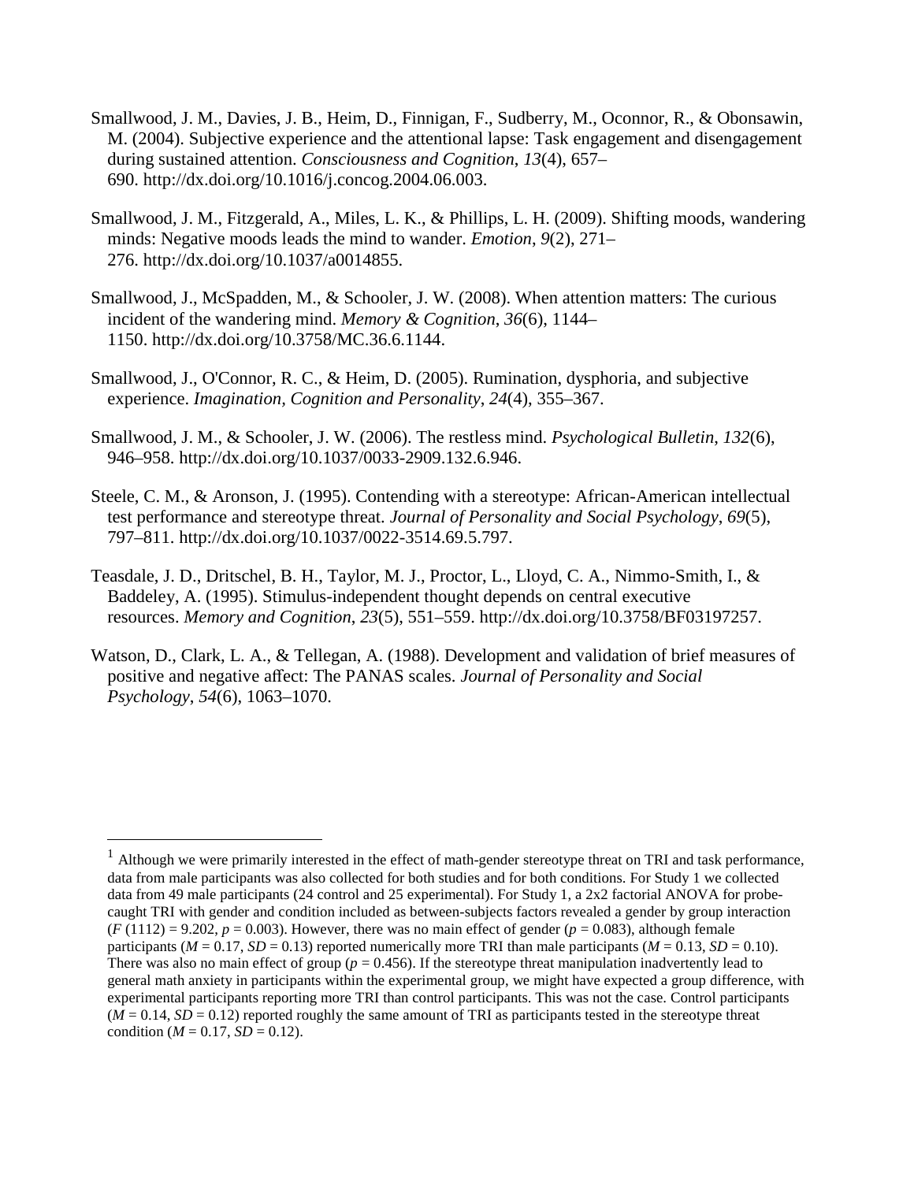Smallwood, J. M., Davies, J. B., Heim, D., Finnigan, F., Sudberry, M., Oconnor, R., & Obonsawin, M. (2004). Subjective experience and the attentional lapse: Task engagement and disengagement during sustained attention. *Consciousness and Cognition*, *13*(4), 657–690. http://dx.doi.org/10.1016/j.concog.2004.06.003.

Smallwood, J. M., Fitzgerald, A., Miles, L. K., & Phillips, L. H. (2009). Shifting moods, wandering minds: Negative moods leads the mind to wander. *Emotion*, *9*(2), 271–276. http://dx.doi.org/10.1037/a0014855.

Smallwood, J., McSpadden, M., & Schooler, J. W. (2008). When attention matters: The curious incident of the wandering mind. *Memory & Cognition*, *36*(6), 1144–1150. http://dx.doi.org/10.3758/MC.36.6.1144.

Smallwood, J., O'Connor, R. C., & Heim, D. (2005). Rumination, dysphoria, and subjective experience. *Imagination, Cognition and Personality*, *24*(4), 355–367.

Smallwood, J. M., & Schooler, J. W. (2006). The restless mind. *Psychological Bulletin*, *132*(6), 946–958. http://dx.doi.org/10.1037/0033-2909.132.6.946.

Steele, C. M., & Aronson, J. (1995). Contending with a stereotype: African-American intellectual test performance and stereotype threat. *Journal of Personality and Social Psychology*, *69*(5), 797–811. http://dx.doi.org/10.1037/0022-3514.69.5.797.

Teasdale, J. D., Dritschel, B. H., Taylor, M. J., Proctor, L., Lloyd, C. A., Nimmo-Smith, I., & Baddeley, A. (1995). Stimulus-independent thought depends on central executive resources. *Memory and Cognition*, *23*(5), 551–559. http://dx.doi.org/10.3758/BF03197257.

Watson, D., Clark, L. A., & Tellegan, A. (1988). Development and validation of brief measures of positive and negative affect: The PANAS scales. *Journal of Personality and Social Psychology*, *54*(6), 1063–1070.

---

[1] Although we were primarily interested in the effect of math-gender stereotype threat on TRI and task performance, data from male participants was also collected for both studies and for both conditions. For Study 1 we collected data from 49 male participants (24 control and 25 experimental). For Study 1, a 2x2 factorial ANOVA for probe-caught TRI with gender and condition included as between-subjects factors revealed a gender by group interaction ($F$ (1112) = 9.202, $p$ = 0.003). However, there was no main effect of gender ($p$ = 0.083), although female participants ($M$ = 0.17, $SD$ = 0.13) reported numerically more TRI than male participants ($M$ = 0.13, $SD$ = 0.10). There was also no main effect of group ($p$ = 0.456). If the stereotype threat manipulation inadvertently lead to general math anxiety in participants within the experimental group, we might have expected a group difference, with experimental participants reporting more TRI than control participants. This was not the case. Control participants ($M$ = 0.14, $SD$ = 0.12) reported roughly the same amount of TRI as participants tested in the stereotype threat condition ($M$ = 0.17, $SD$ = 0.12).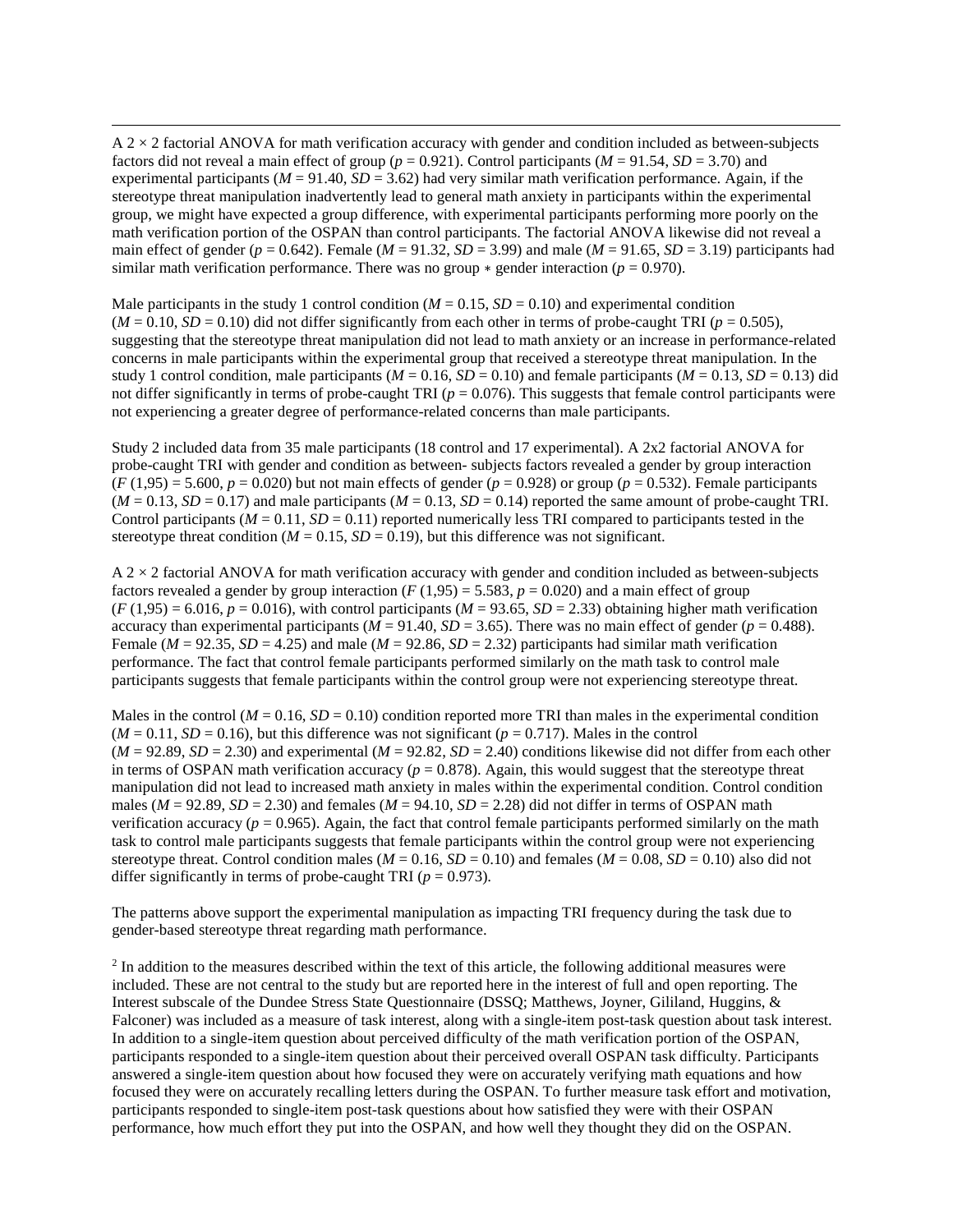A 2 × 2 factorial ANOVA for math verification accuracy with gender and condition included as between-subjects factors did not reveal a main effect of group ($p = 0.921$). Control participants ($M = 91.54$, $SD = 3.70$) and experimental participants ($M = 91.40$, $SD = 3.62$) had very similar math verification performance. Again, if the stereotype threat manipulation inadvertently lead to general math anxiety in participants within the experimental group, we might have expected a group difference, with experimental participants performing more poorly on the math verification portion of the OSPAN than control participants. The factorial ANOVA likewise did not reveal a main effect of gender ($p = 0.642$). Female ($M = 91.32$, $SD = 3.99$) and male ($M = 91.65$, $SD = 3.19$) participants had similar math verification performance. There was no group ∗ gender interaction ($p = 0.970$).

Male participants in the study 1 control condition ($M = 0.15$, $SD = 0.10$) and experimental condition ($M = 0.10$, $SD = 0.10$) did not differ significantly from each other in terms of probe-caught TRI ($p = 0.505$), suggesting that the stereotype threat manipulation did not lead to math anxiety or an increase in performance-related concerns in male participants within the experimental group that received a stereotype threat manipulation. In the study 1 control condition, male participants ($M = 0.16$, $SD = 0.10$) and female participants ($M = 0.13$, $SD = 0.13$) did not differ significantly in terms of probe-caught TRI ($p = 0.076$). This suggests that female control participants were not experiencing a greater degree of performance-related concerns than male participants.

Study 2 included data from 35 male participants (18 control and 17 experimental). A 2x2 factorial ANOVA for probe-caught TRI with gender and condition as between- subjects factors revealed a gender by group interaction ($F(1,95) = 5.600$, $p = 0.020$) but not main effects of gender ($p = 0.928$) or group ($p = 0.532$). Female participants ($M = 0.13$, $SD = 0.17$) and male participants ($M = 0.13$, $SD = 0.14$) reported the same amount of probe-caught TRI. Control participants ($M = 0.11$, $SD = 0.11$) reported numerically less TRI compared to participants tested in the stereotype threat condition ($M = 0.15$, $SD = 0.19$), but this difference was not significant.

A 2 × 2 factorial ANOVA for math verification accuracy with gender and condition included as between-subjects factors revealed a gender by group interaction ($F(1,95) = 5.583$, $p = 0.020$) and a main effect of group ($F(1,95) = 6.016$, $p = 0.016$), with control participants ($M = 93.65$, $SD = 2.33$) obtaining higher math verification accuracy than experimental participants ($M = 91.40$, $SD = 3.65$). There was no main effect of gender ($p = 0.488$). Female ($M = 92.35$, $SD = 4.25$) and male ($M = 92.86$, $SD = 2.32$) participants had similar math verification performance. The fact that control female participants performed similarly on the math task to control male participants suggests that female participants within the control group were not experiencing stereotype threat.

Males in the control ($M = 0.16$, $SD = 0.10$) condition reported more TRI than males in the experimental condition ($M = 0.11$, $SD = 0.16$), but this difference was not significant ($p = 0.717$). Males in the control ($M = 92.89$, $SD = 2.30$) and experimental ($M = 92.82$, $SD = 2.40$) conditions likewise did not differ from each other in terms of OSPAN math verification accuracy ($p = 0.878$). Again, this would suggest that the stereotype threat manipulation did not lead to increased math anxiety in males within the experimental condition. Control condition males ($M = 92.89$, $SD = 2.30$) and females ($M = 94.10$, $SD = 2.28$) did not differ in terms of OSPAN math verification accuracy ($p = 0.965$). Again, the fact that control female participants performed similarly on the math task to control male participants suggests that female participants within the control group were not experiencing stereotype threat. Control condition males ($M = 0.16$, $SD = 0.10$) and females ($M = 0.08$, $SD = 0.10$) also did not differ significantly in terms of probe-caught TRI ($p = 0.973$).

The patterns above support the experimental manipulation as impacting TRI frequency during the task due to gender-based stereotype threat regarding math performance.

[2] In addition to the measures described within the text of this article, the following additional measures were included. These are not central to the study but are reported here in the interest of full and open reporting. The Interest subscale of the Dundee Stress State Questionnaire (DSSQ; Matthews, Joyner, Gililand, Huggins, & Falconer) was included as a measure of task interest, along with a single-item post-task question about task interest. In addition to a single-item question about perceived difficulty of the math verification portion of the OSPAN, participants responded to a single-item question about their perceived overall OSPAN task difficulty. Participants answered a single-item question about how focused they were on accurately verifying math equations and how focused they were on accurately recalling letters during the OSPAN. To further measure task effort and motivation, participants responded to single-item post-task questions about how satisfied they were with their OSPAN performance, how much effort they put into the OSPAN, and how well they thought they did on the OSPAN.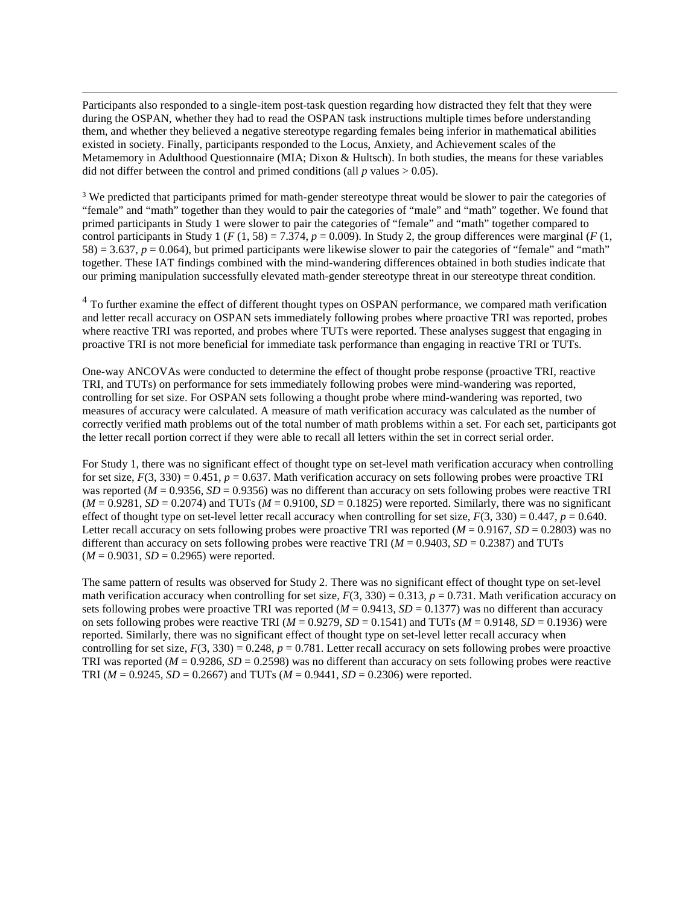Participants also responded to a single-item post-task question regarding how distracted they felt that they were during the OSPAN, whether they had to read the OSPAN task instructions multiple times before understanding them, and whether they believed a negative stereotype regarding females being inferior in mathematical abilities existed in society. Finally, participants responded to the Locus, Anxiety, and Achievement scales of the Metamemory in Adulthood Questionnaire (MIA; Dixon & Hultsch). In both studies, the means for these variables did not differ between the control and primed conditions (all $p$ values > 0.05).

[3] We predicted that participants primed for math-gender stereotype threat would be slower to pair the categories of "female" and "math" together than they would to pair the categories of "male" and "math" together. We found that primed participants in Study 1 were slower to pair the categories of "female" and "math" together compared to control participants in Study 1 ($F$ (1, 58) = 7.374, $p$ = 0.009). In Study 2, the group differences were marginal ($F$ (1, 58) = 3.637, $p$ = 0.064), but primed participants were likewise slower to pair the categories of "female" and "math" together. These IAT findings combined with the mind-wandering differences obtained in both studies indicate that our priming manipulation successfully elevated math-gender stereotype threat in our stereotype threat condition.

[4] To further examine the effect of different thought types on OSPAN performance, we compared math verification and letter recall accuracy on OSPAN sets immediately following probes where proactive TRI was reported, probes where reactive TRI was reported, and probes where TUTs were reported. These analyses suggest that engaging in proactive TRI is not more beneficial for immediate task performance than engaging in reactive TRI or TUTs.

One-way ANCOVAs were conducted to determine the effect of thought probe response (proactive TRI, reactive TRI, and TUTs) on performance for sets immediately following probes were mind-wandering was reported, controlling for set size. For OSPAN sets following a thought probe where mind-wandering was reported, two measures of accuracy were calculated. A measure of math verification accuracy was calculated as the number of correctly verified math problems out of the total number of math problems within a set. For each set, participants got the letter recall portion correct if they were able to recall all letters within the set in correct serial order.

For Study 1, there was no significant effect of thought type on set-level math verification accuracy when controlling for set size, $F$(3, 330) = 0.451, $p$ = 0.637. Math verification accuracy on sets following probes were proactive TRI was reported ($M$ = 0.9356, $SD$ = 0.9356) was no different than accuracy on sets following probes were reactive TRI ($M$ = 0.9281, $SD$ = 0.2074) and TUTs ($M$ = 0.9100, $SD$ = 0.1825) were reported. Similarly, there was no significant effect of thought type on set-level letter recall accuracy when controlling for set size, $F$(3, 330) = 0.447, $p$ = 0.640. Letter recall accuracy on sets following probes were proactive TRI was reported ($M$ = 0.9167, $SD$ = 0.2803) was no different than accuracy on sets following probes were reactive TRI ($M$ = 0.9403, $SD$ = 0.2387) and TUTs ($M$ = 0.9031, $SD$ = 0.2965) were reported.

The same pattern of results was observed for Study 2. There was no significant effect of thought type on set-level math verification accuracy when controlling for set size, $F$(3, 330) = 0.313, $p$ = 0.731. Math verification accuracy on sets following probes were proactive TRI was reported ($M$ = 0.9413, $SD$ = 0.1377) was no different than accuracy on sets following probes were reactive TRI ($M$ = 0.9279, $SD$ = 0.1541) and TUTs ($M$ = 0.9148, $SD$ = 0.1936) were reported. Similarly, there was no significant effect of thought type on set-level letter recall accuracy when controlling for set size, $F$(3, 330) = 0.248, $p$ = 0.781. Letter recall accuracy on sets following probes were proactive TRI was reported ($M$ = 0.9286, $SD$ = 0.2598) was no different than accuracy on sets following probes were reactive TRI ($M$ = 0.9245, $SD$ = 0.2667) and TUTs ($M$ = 0.9441, $SD$ = 0.2306) were reported.